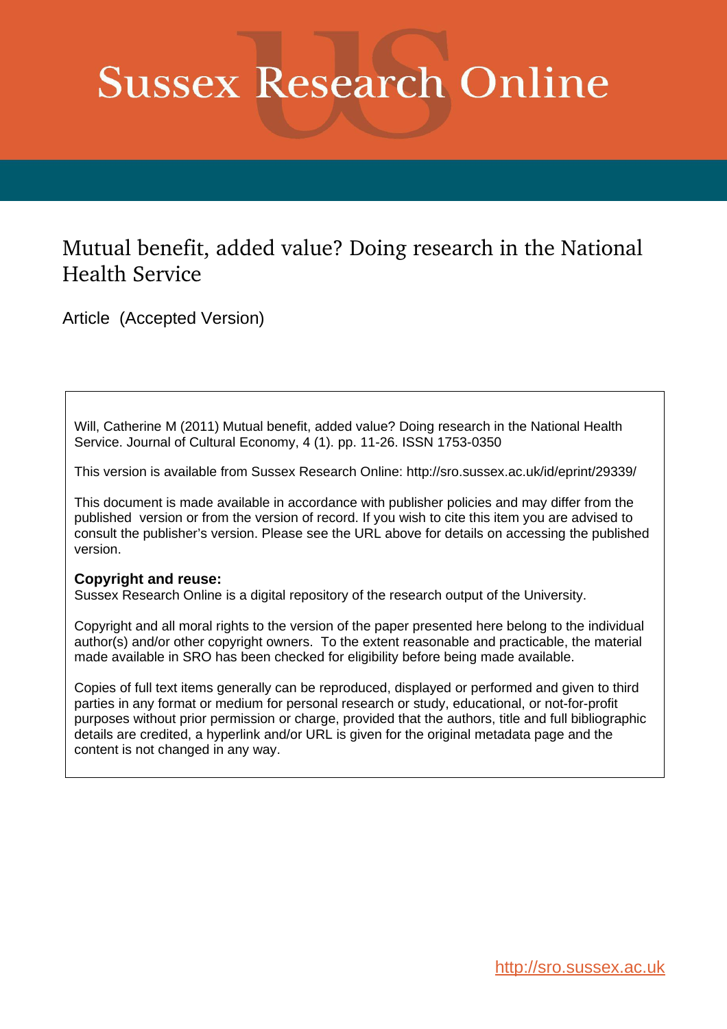# Sussex Research Online

## Mutual benefit, added value? Doing research in the National Health Service

Article (Accepted Version)

Will, Catherine M (2011) Mutual benefit, added value? Doing research in the National Health Service. Journal of Cultural Economy, 4 (1). pp. 11-26. ISSN 1753-0350

This version is available from Sussex Research Online: http://sro.sussex.ac.uk/id/eprint/29339/

This document is made available in accordance with publisher policies and may differ from the published version or from the version of record. If you wish to cite this item you are advised to consult the publisher's version. Please see the URL above for details on accessing the published version.

**Copyright and reuse:**
Sussex Research Online is a digital repository of the research output of the University.

Copyright and all moral rights to the version of the paper presented here belong to the individual author(s) and/or other copyright owners. To the extent reasonable and practicable, the material made available in SRO has been checked for eligibility before being made available.

Copies of full text items generally can be reproduced, displayed or performed and given to third parties in any format or medium for personal research or study, educational, or not-for-profit purposes without prior permission or charge, provided that the authors, title and full bibliographic details are credited, a hyperlink and/or URL is given for the original metadata page and the content is not changed in any way.

http://sro.sussex.ac.uk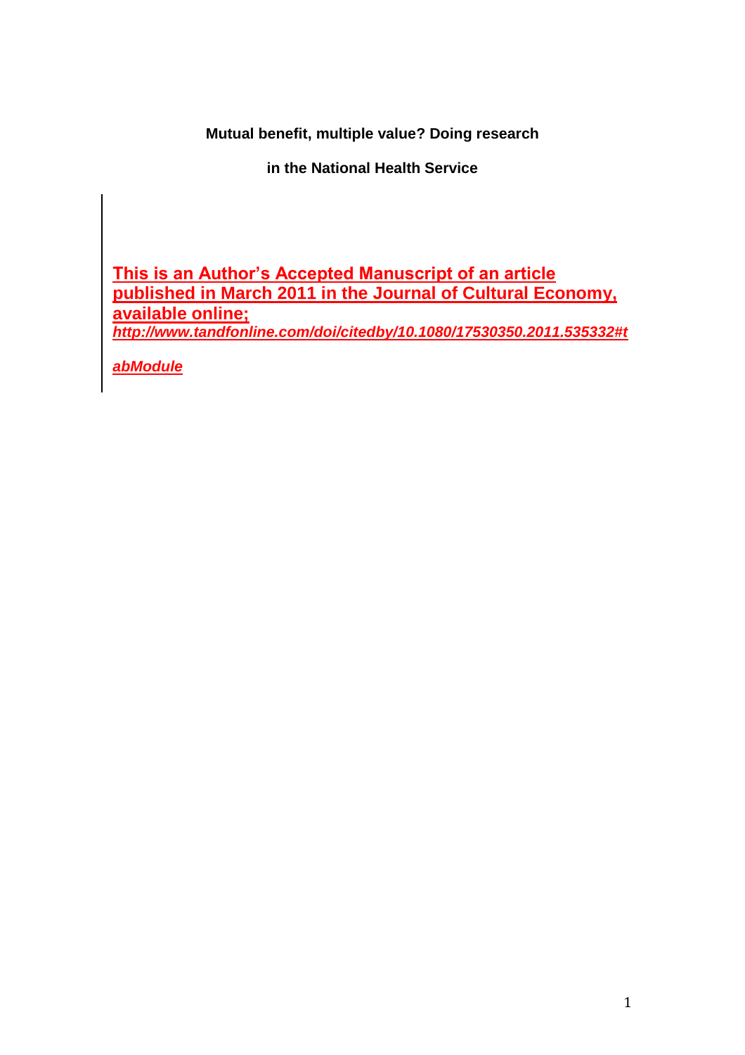**Mutual benefit, multiple value? Doing research**

**in the National Health Service**

**This is an Author's Accepted Manuscript of an article published in March 2011 in the Journal of Cultural Economy, available online;**
***http://www.tandfonline.com/doi/citedby/10.1080/17530350.2011.535332#tabModule***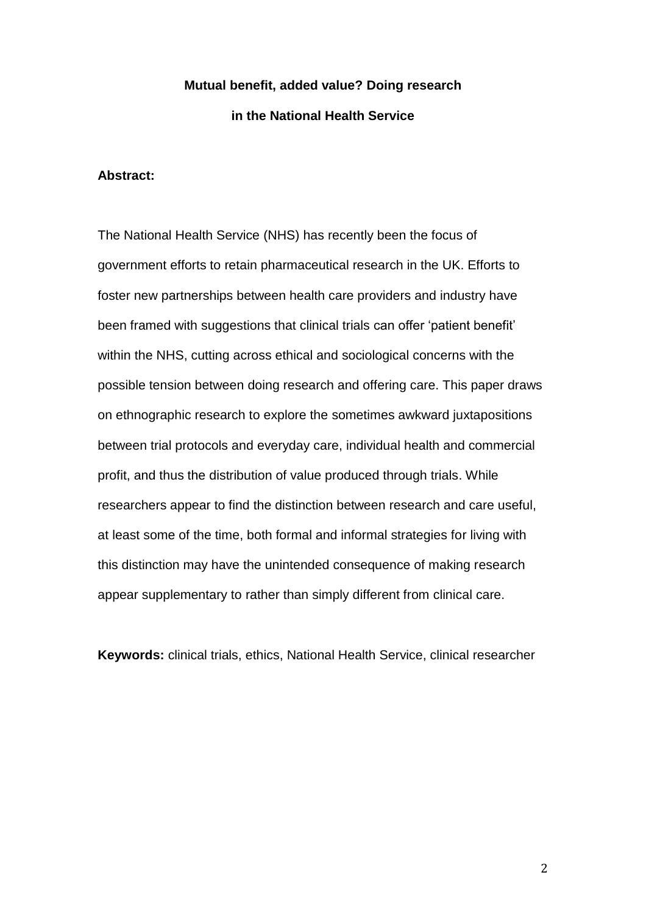# Mutual benefit, added value? Doing research in the National Health Service

**Abstract:**

The National Health Service (NHS) has recently been the focus of government efforts to retain pharmaceutical research in the UK. Efforts to foster new partnerships between health care providers and industry have been framed with suggestions that clinical trials can offer 'patient benefit' within the NHS, cutting across ethical and sociological concerns with the possible tension between doing research and offering care. This paper draws on ethnographic research to explore the sometimes awkward juxtapositions between trial protocols and everyday care, individual health and commercial profit, and thus the distribution of value produced through trials. While researchers appear to find the distinction between research and care useful, at least some of the time, both formal and informal strategies for living with this distinction may have the unintended consequence of making research appear supplementary to rather than simply different from clinical care.

**Keywords:** clinical trials, ethics, National Health Service, clinical researcher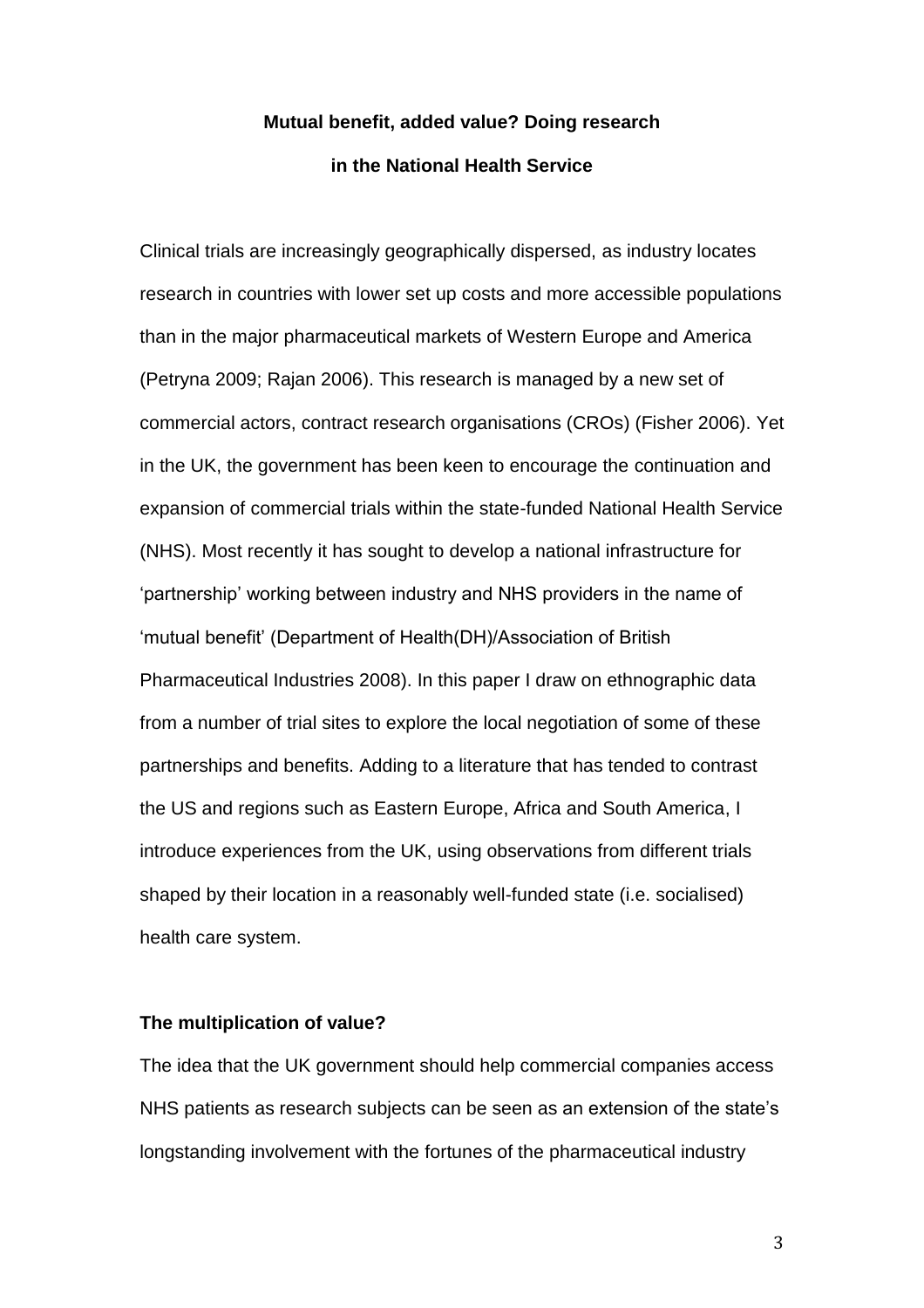# Mutual benefit, added value? Doing research in the National Health Service

Clinical trials are increasingly geographically dispersed, as industry locates research in countries with lower set up costs and more accessible populations than in the major pharmaceutical markets of Western Europe and America (Petryna 2009; Rajan 2006). This research is managed by a new set of commercial actors, contract research organisations (CROs) (Fisher 2006). Yet in the UK, the government has been keen to encourage the continuation and expansion of commercial trials within the state-funded National Health Service (NHS). Most recently it has sought to develop a national infrastructure for 'partnership' working between industry and NHS providers in the name of 'mutual benefit' (Department of Health(DH)/Association of British Pharmaceutical Industries 2008). In this paper I draw on ethnographic data from a number of trial sites to explore the local negotiation of some of these partnerships and benefits. Adding to a literature that has tended to contrast the US and regions such as Eastern Europe, Africa and South America, I introduce experiences from the UK, using observations from different trials shaped by their location in a reasonably well-funded state (i.e. socialised) health care system.

## The multiplication of value?

The idea that the UK government should help commercial companies access NHS patients as research subjects can be seen as an extension of the state's longstanding involvement with the fortunes of the pharmaceutical industry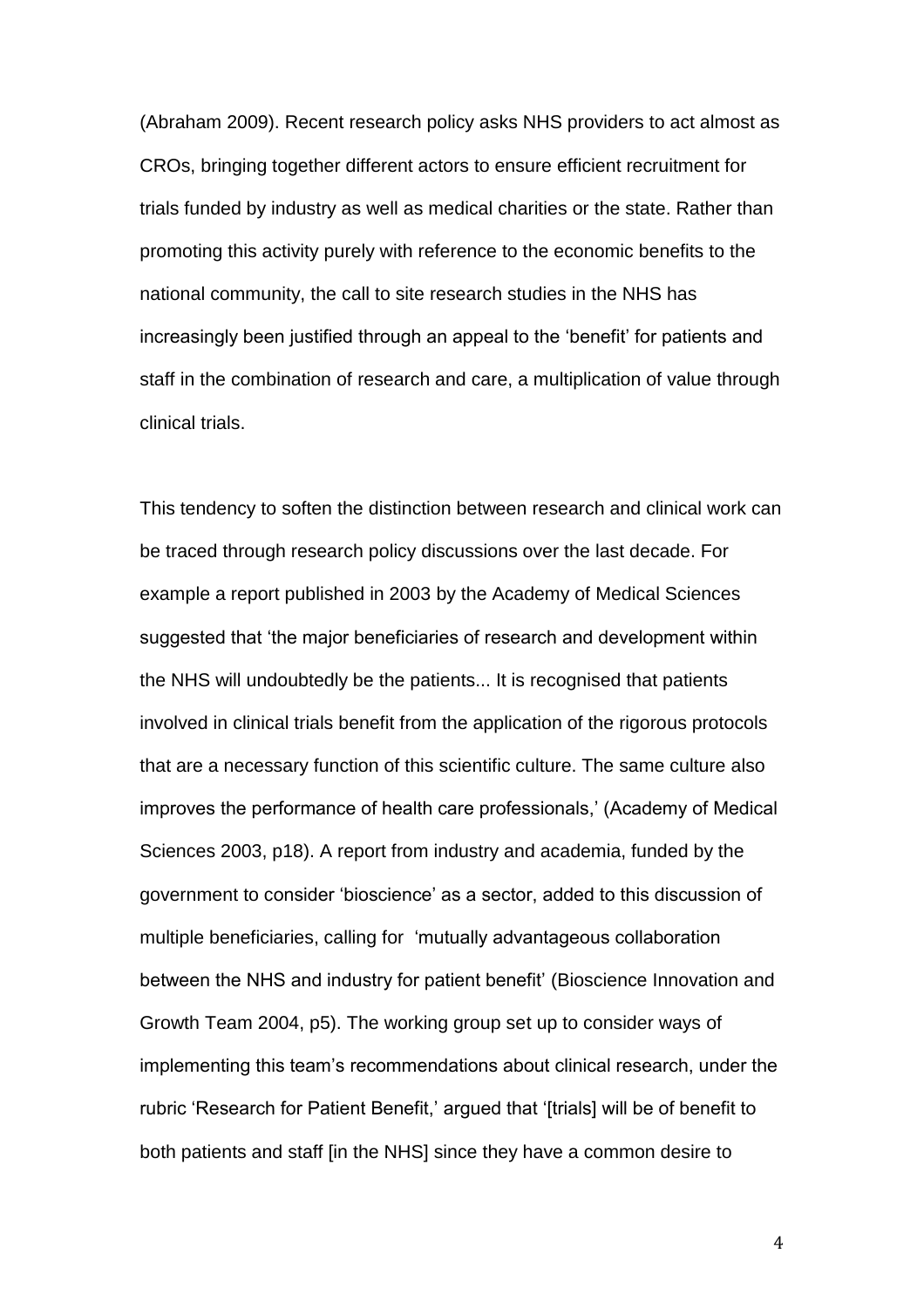(Abraham 2009). Recent research policy asks NHS providers to act almost as CROs, bringing together different actors to ensure efficient recruitment for trials funded by industry as well as medical charities or the state. Rather than promoting this activity purely with reference to the economic benefits to the national community, the call to site research studies in the NHS has increasingly been justified through an appeal to the 'benefit' for patients and staff in the combination of research and care, a multiplication of value through clinical trials.

This tendency to soften the distinction between research and clinical work can be traced through research policy discussions over the last decade. For example a report published in 2003 by the Academy of Medical Sciences suggested that 'the major beneficiaries of research and development within the NHS will undoubtedly be the patients... It is recognised that patients involved in clinical trials benefit from the application of the rigorous protocols that are a necessary function of this scientific culture. The same culture also improves the performance of health care professionals,' (Academy of Medical Sciences 2003, p18). A report from industry and academia, funded by the government to consider 'bioscience' as a sector, added to this discussion of multiple beneficiaries, calling for 'mutually advantageous collaboration between the NHS and industry for patient benefit' (Bioscience Innovation and Growth Team 2004, p5). The working group set up to consider ways of implementing this team's recommendations about clinical research, under the rubric 'Research for Patient Benefit,' argued that '[trials] will be of benefit to both patients and staff [in the NHS] since they have a common desire to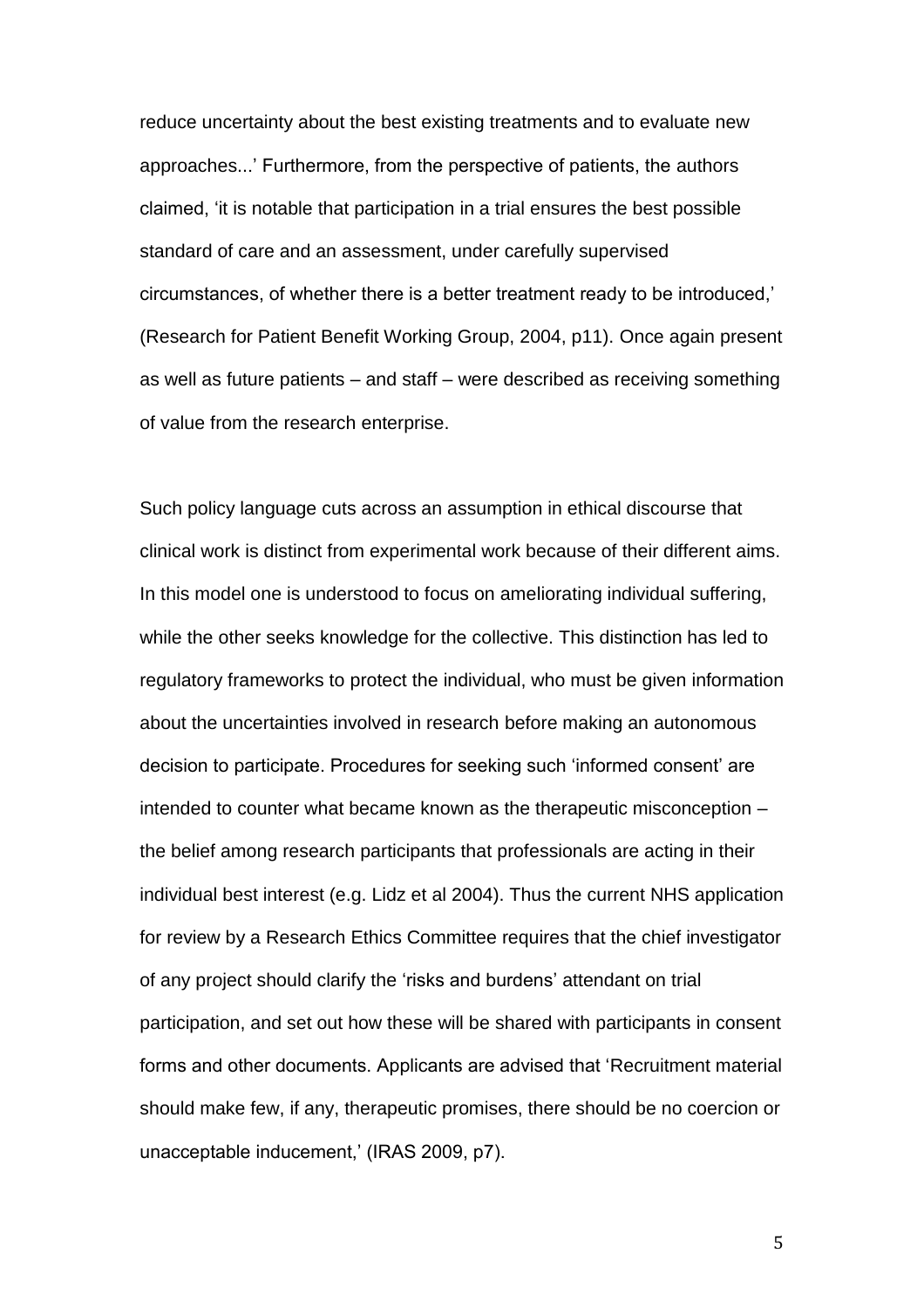reduce uncertainty about the best existing treatments and to evaluate new approaches...' Furthermore, from the perspective of patients, the authors claimed, 'it is notable that participation in a trial ensures the best possible standard of care and an assessment, under carefully supervised circumstances, of whether there is a better treatment ready to be introduced,' (Research for Patient Benefit Working Group, 2004, p11). Once again present as well as future patients – and staff – were described as receiving something of value from the research enterprise.

Such policy language cuts across an assumption in ethical discourse that clinical work is distinct from experimental work because of their different aims. In this model one is understood to focus on ameliorating individual suffering, while the other seeks knowledge for the collective. This distinction has led to regulatory frameworks to protect the individual, who must be given information about the uncertainties involved in research before making an autonomous decision to participate. Procedures for seeking such 'informed consent' are intended to counter what became known as the therapeutic misconception – the belief among research participants that professionals are acting in their individual best interest (e.g. Lidz et al 2004). Thus the current NHS application for review by a Research Ethics Committee requires that the chief investigator of any project should clarify the 'risks and burdens' attendant on trial participation, and set out how these will be shared with participants in consent forms and other documents. Applicants are advised that 'Recruitment material should make few, if any, therapeutic promises, there should be no coercion or unacceptable inducement,' (IRAS 2009, p7).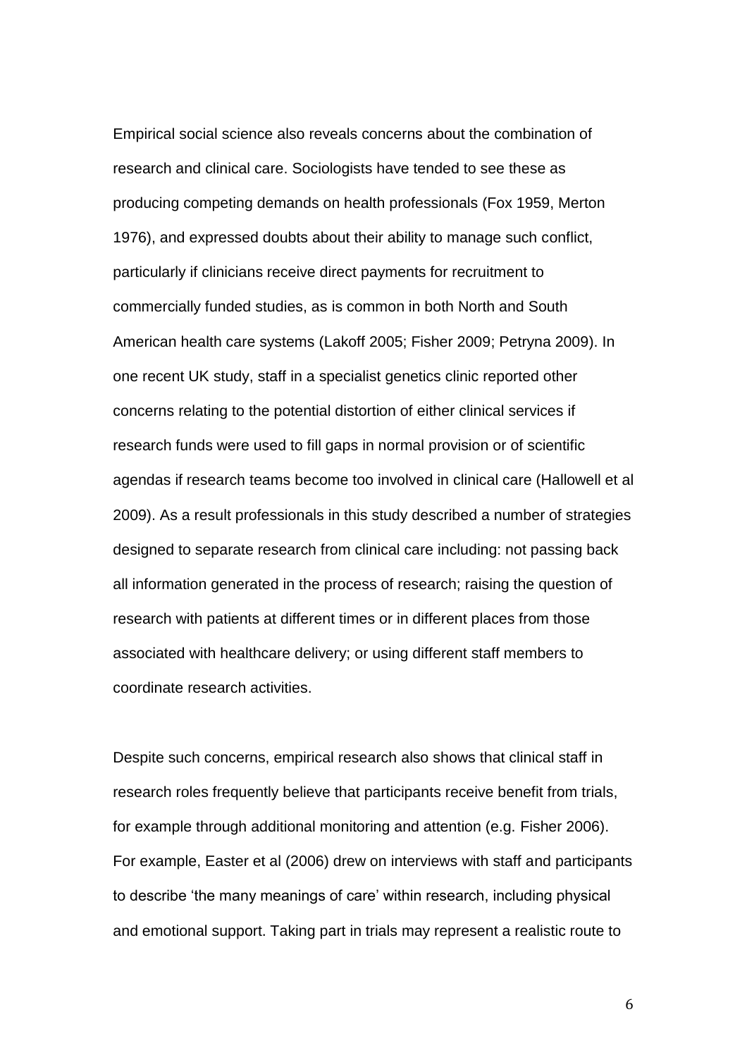Empirical social science also reveals concerns about the combination of research and clinical care. Sociologists have tended to see these as producing competing demands on health professionals (Fox 1959, Merton 1976), and expressed doubts about their ability to manage such conflict, particularly if clinicians receive direct payments for recruitment to commercially funded studies, as is common in both North and South American health care systems (Lakoff 2005; Fisher 2009; Petryna 2009). In one recent UK study, staff in a specialist genetics clinic reported other concerns relating to the potential distortion of either clinical services if research funds were used to fill gaps in normal provision or of scientific agendas if research teams become too involved in clinical care (Hallowell et al 2009). As a result professionals in this study described a number of strategies designed to separate research from clinical care including: not passing back all information generated in the process of research; raising the question of research with patients at different times or in different places from those associated with healthcare delivery; or using different staff members to coordinate research activities.

Despite such concerns, empirical research also shows that clinical staff in research roles frequently believe that participants receive benefit from trials, for example through additional monitoring and attention (e.g. Fisher 2006). For example, Easter et al (2006) drew on interviews with staff and participants to describe 'the many meanings of care' within research, including physical and emotional support. Taking part in trials may represent a realistic route to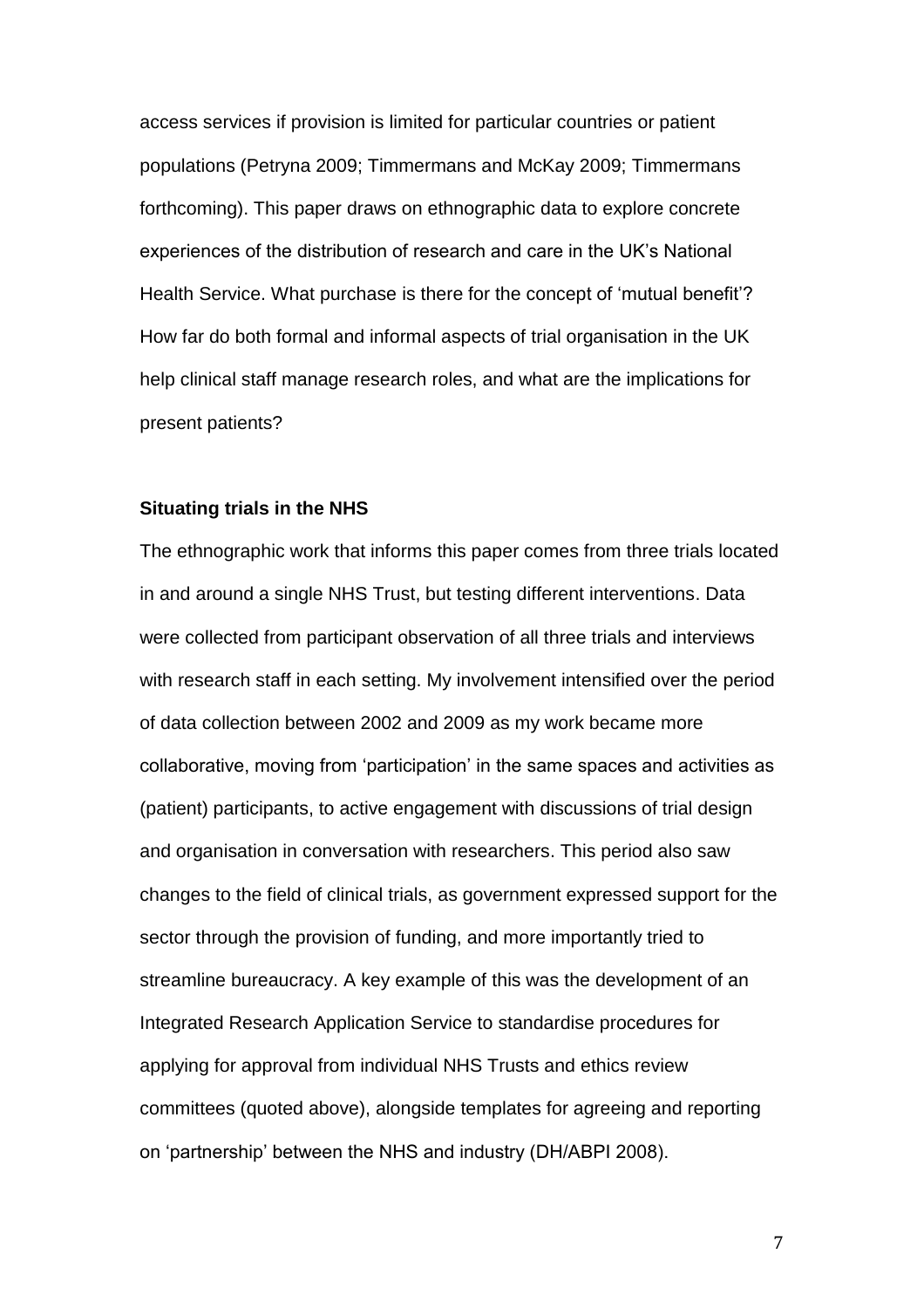access services if provision is limited for particular countries or patient populations (Petryna 2009; Timmermans and McKay 2009; Timmermans forthcoming). This paper draws on ethnographic data to explore concrete experiences of the distribution of research and care in the UK's National Health Service. What purchase is there for the concept of 'mutual benefit'? How far do both formal and informal aspects of trial organisation in the UK help clinical staff manage research roles, and what are the implications for present patients?

**Situating trials in the NHS**

The ethnographic work that informs this paper comes from three trials located in and around a single NHS Trust, but testing different interventions. Data were collected from participant observation of all three trials and interviews with research staff in each setting. My involvement intensified over the period of data collection between 2002 and 2009 as my work became more collaborative, moving from 'participation' in the same spaces and activities as (patient) participants, to active engagement with discussions of trial design and organisation in conversation with researchers. This period also saw changes to the field of clinical trials, as government expressed support for the sector through the provision of funding, and more importantly tried to streamline bureaucracy. A key example of this was the development of an Integrated Research Application Service to standardise procedures for applying for approval from individual NHS Trusts and ethics review committees (quoted above), alongside templates for agreeing and reporting on 'partnership' between the NHS and industry (DH/ABPI 2008).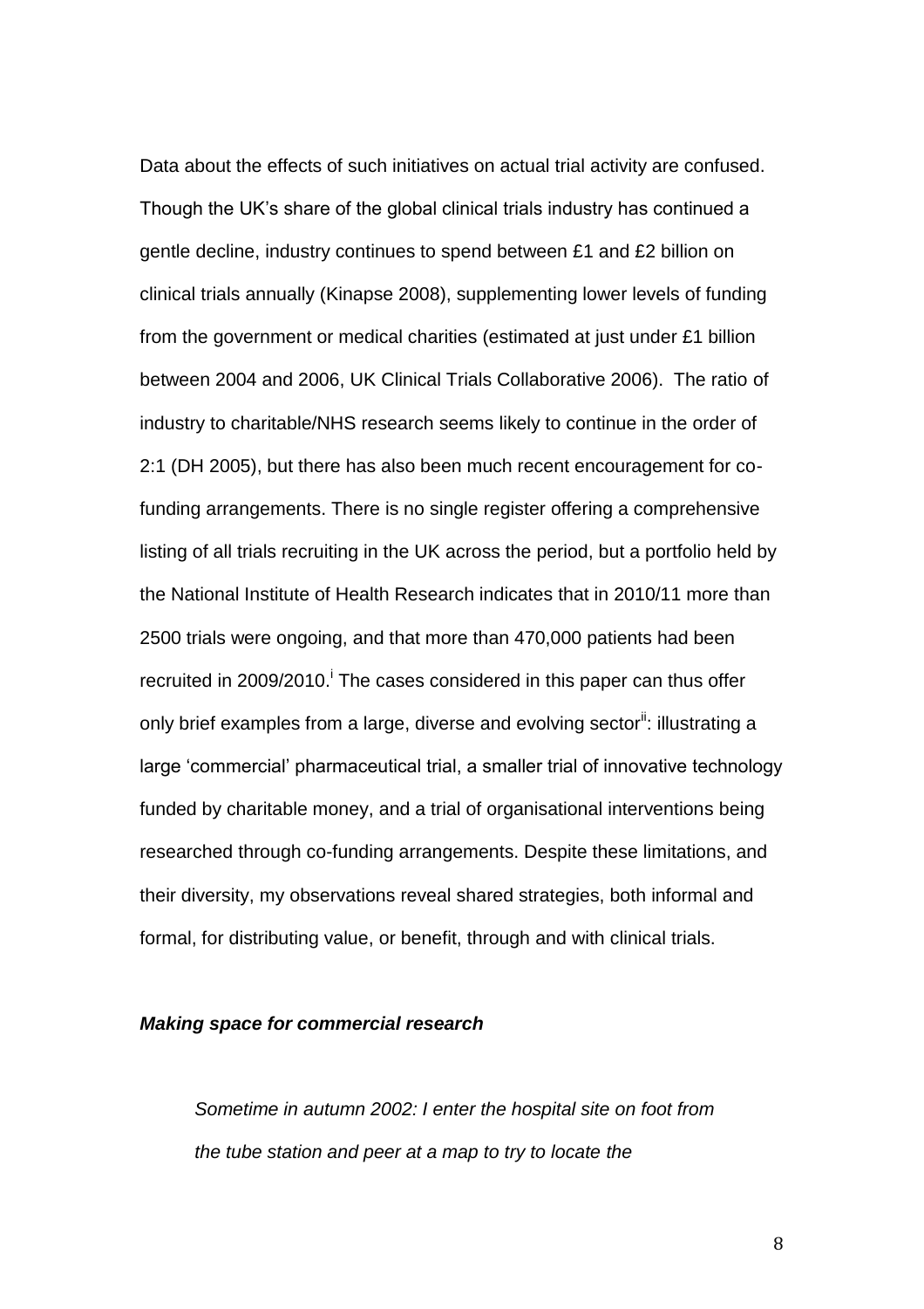Data about the effects of such initiatives on actual trial activity are confused. Though the UK's share of the global clinical trials industry has continued a gentle decline, industry continues to spend between £1 and £2 billion on clinical trials annually (Kinapse 2008), supplementing lower levels of funding from the government or medical charities (estimated at just under £1 billion between 2004 and 2006, UK Clinical Trials Collaborative 2006). The ratio of industry to charitable/NHS research seems likely to continue in the order of 2:1 (DH 2005), but there has also been much recent encouragement for co-funding arrangements. There is no single register offering a comprehensive listing of all trials recruiting in the UK across the period, but a portfolio held by the National Institute of Health Research indicates that in 2010/11 more than 2500 trials were ongoing, and that more than 470,000 patients had been recruited in 2009/2010.[i] The cases considered in this paper can thus offer only brief examples from a large, diverse and evolving sector[ii]: illustrating a large 'commercial' pharmaceutical trial, a smaller trial of innovative technology funded by charitable money, and a trial of organisational interventions being researched through co-funding arrangements. Despite these limitations, and their diversity, my observations reveal shared strategies, both informal and formal, for distributing value, or benefit, through and with clinical trials.

### *Making space for commercial research*

> *Sometime in autumn 2002: I enter the hospital site on foot from the tube station and peer at a map to try to locate the*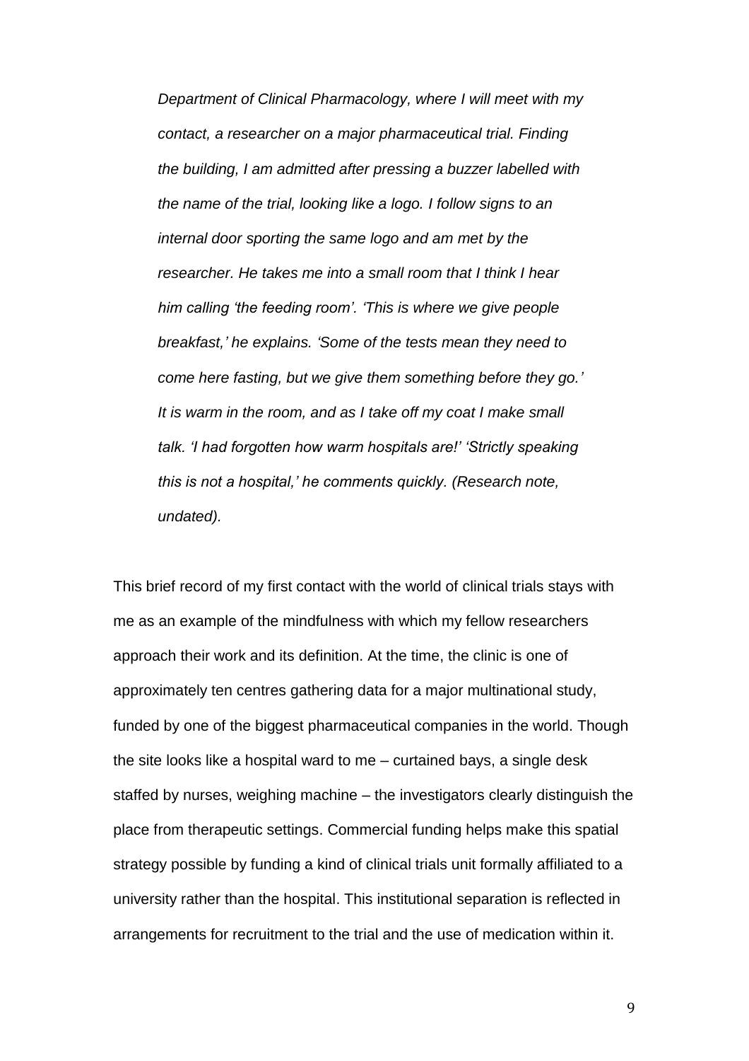*Department of Clinical Pharmacology, where I will meet with my contact, a researcher on a major pharmaceutical trial. Finding the building, I am admitted after pressing a buzzer labelled with the name of the trial, looking like a logo. I follow signs to an internal door sporting the same logo and am met by the researcher. He takes me into a small room that I think I hear him calling 'the feeding room'. 'This is where we give people breakfast,' he explains. 'Some of the tests mean they need to come here fasting, but we give them something before they go.' It is warm in the room, and as I take off my coat I make small talk. 'I had forgotten how warm hospitals are!' 'Strictly speaking this is not a hospital,' he comments quickly. (Research note, undated).*

This brief record of my first contact with the world of clinical trials stays with me as an example of the mindfulness with which my fellow researchers approach their work and its definition. At the time, the clinic is one of approximately ten centres gathering data for a major multinational study, funded by one of the biggest pharmaceutical companies in the world. Though the site looks like a hospital ward to me – curtained bays, a single desk staffed by nurses, weighing machine – the investigators clearly distinguish the place from therapeutic settings. Commercial funding helps make this spatial strategy possible by funding a kind of clinical trials unit formally affiliated to a university rather than the hospital. This institutional separation is reflected in arrangements for recruitment to the trial and the use of medication within it.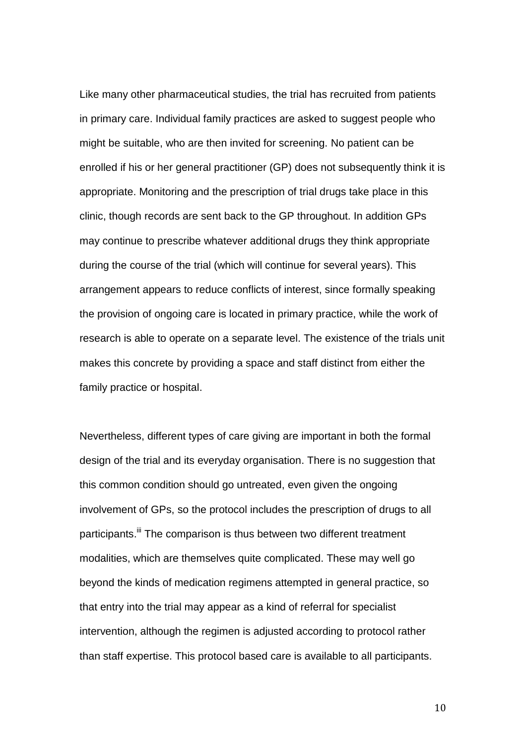Like many other pharmaceutical studies, the trial has recruited from patients in primary care. Individual family practices are asked to suggest people who might be suitable, who are then invited for screening. No patient can be enrolled if his or her general practitioner (GP) does not subsequently think it is appropriate. Monitoring and the prescription of trial drugs take place in this clinic, though records are sent back to the GP throughout. In addition GPs may continue to prescribe whatever additional drugs they think appropriate during the course of the trial (which will continue for several years). This arrangement appears to reduce conflicts of interest, since formally speaking the provision of ongoing care is located in primary practice, while the work of research is able to operate on a separate level. The existence of the trials unit makes this concrete by providing a space and staff distinct from either the family practice or hospital.

Nevertheless, different types of care giving are important in both the formal design of the trial and its everyday organisation. There is no suggestion that this common condition should go untreated, even given the ongoing involvement of GPs, so the protocol includes the prescription of drugs to all participants.[iii] The comparison is thus between two different treatment modalities, which are themselves quite complicated. These may well go beyond the kinds of medication regimens attempted in general practice, so that entry into the trial may appear as a kind of referral for specialist intervention, although the regimen is adjusted according to protocol rather than staff expertise. This protocol based care is available to all participants.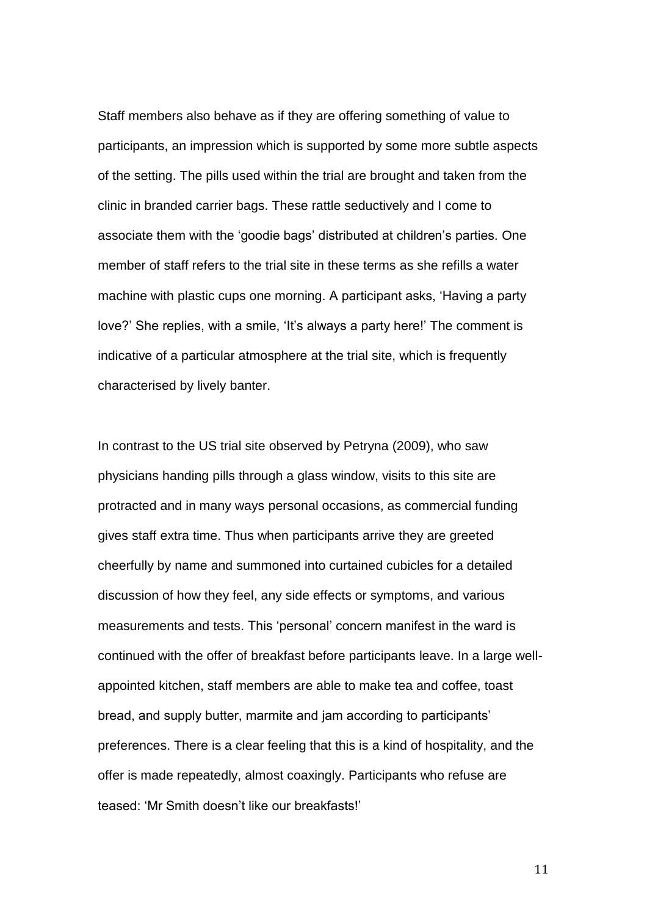Staff members also behave as if they are offering something of value to participants, an impression which is supported by some more subtle aspects of the setting. The pills used within the trial are brought and taken from the clinic in branded carrier bags. These rattle seductively and I come to associate them with the 'goodie bags' distributed at children's parties. One member of staff refers to the trial site in these terms as she refills a water machine with plastic cups one morning. A participant asks, 'Having a party love?' She replies, with a smile, 'It's always a party here!' The comment is indicative of a particular atmosphere at the trial site, which is frequently characterised by lively banter.

In contrast to the US trial site observed by Petryna (2009), who saw physicians handing pills through a glass window, visits to this site are protracted and in many ways personal occasions, as commercial funding gives staff extra time. Thus when participants arrive they are greeted cheerfully by name and summoned into curtained cubicles for a detailed discussion of how they feel, any side effects or symptoms, and various measurements and tests. This 'personal' concern manifest in the ward is continued with the offer of breakfast before participants leave. In a large well-appointed kitchen, staff members are able to make tea and coffee, toast bread, and supply butter, marmite and jam according to participants' preferences. There is a clear feeling that this is a kind of hospitality, and the offer is made repeatedly, almost coaxingly. Participants who refuse are teased: 'Mr Smith doesn't like our breakfasts!'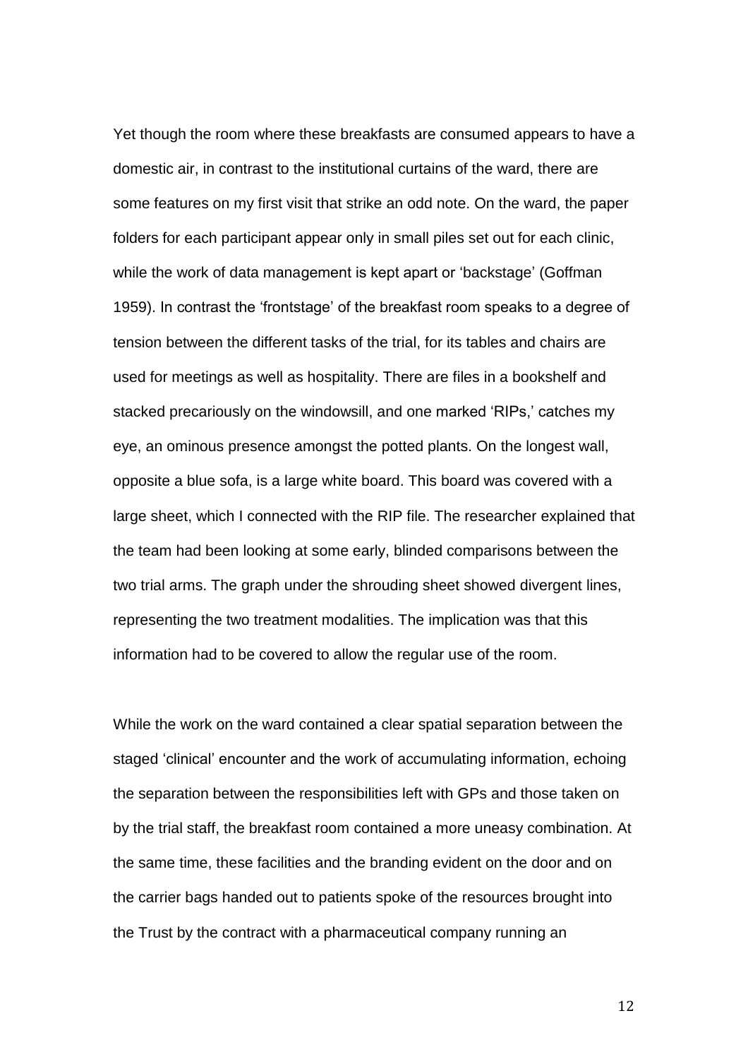Yet though the room where these breakfasts are consumed appears to have a domestic air, in contrast to the institutional curtains of the ward, there are some features on my first visit that strike an odd note. On the ward, the paper folders for each participant appear only in small piles set out for each clinic, while the work of data management is kept apart or 'backstage' (Goffman 1959). In contrast the 'frontstage' of the breakfast room speaks to a degree of tension between the different tasks of the trial, for its tables and chairs are used for meetings as well as hospitality. There are files in a bookshelf and stacked precariously on the windowsill, and one marked 'RIPs,' catches my eye, an ominous presence amongst the potted plants. On the longest wall, opposite a blue sofa, is a large white board. This board was covered with a large sheet, which I connected with the RIP file. The researcher explained that the team had been looking at some early, blinded comparisons between the two trial arms. The graph under the shrouding sheet showed divergent lines, representing the two treatment modalities. The implication was that this information had to be covered to allow the regular use of the room.

While the work on the ward contained a clear spatial separation between the staged 'clinical' encounter and the work of accumulating information, echoing the separation between the responsibilities left with GPs and those taken on by the trial staff, the breakfast room contained a more uneasy combination. At the same time, these facilities and the branding evident on the door and on the carrier bags handed out to patients spoke of the resources brought into the Trust by the contract with a pharmaceutical company running an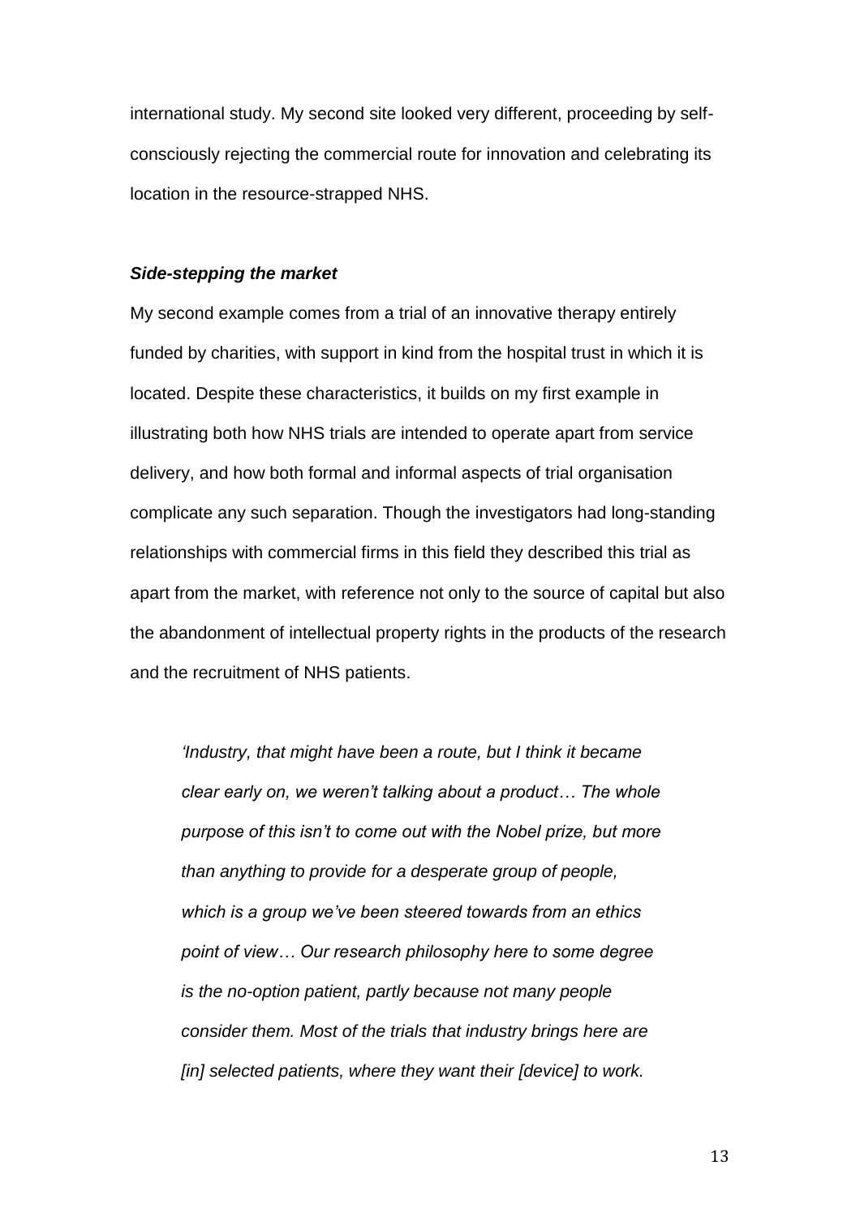international study. My second site looked very different, proceeding by self-consciously rejecting the commercial route for innovation and celebrating its location in the resource-strapped NHS.

### ***Side-stepping the market***

My second example comes from a trial of an innovative therapy entirely funded by charities, with support in kind from the hospital trust in which it is located. Despite these characteristics, it builds on my first example in illustrating both how NHS trials are intended to operate apart from service delivery, and how both formal and informal aspects of trial organisation complicate any such separation. Though the investigators had long-standing relationships with commercial firms in this field they described this trial as apart from the market, with reference not only to the source of capital but also the abandonment of intellectual property rights in the products of the research and the recruitment of NHS patients.

> *'Industry, that might have been a route, but I think it became clear early on, we weren't talking about a product… The whole purpose of this isn't to come out with the Nobel prize, but more than anything to provide for a desperate group of people, which is a group we've been steered towards from an ethics point of view… Our research philosophy here to some degree is the no-option patient, partly because not many people consider them. Most of the trials that industry brings here are [in] selected patients, where they want their [device] to work.*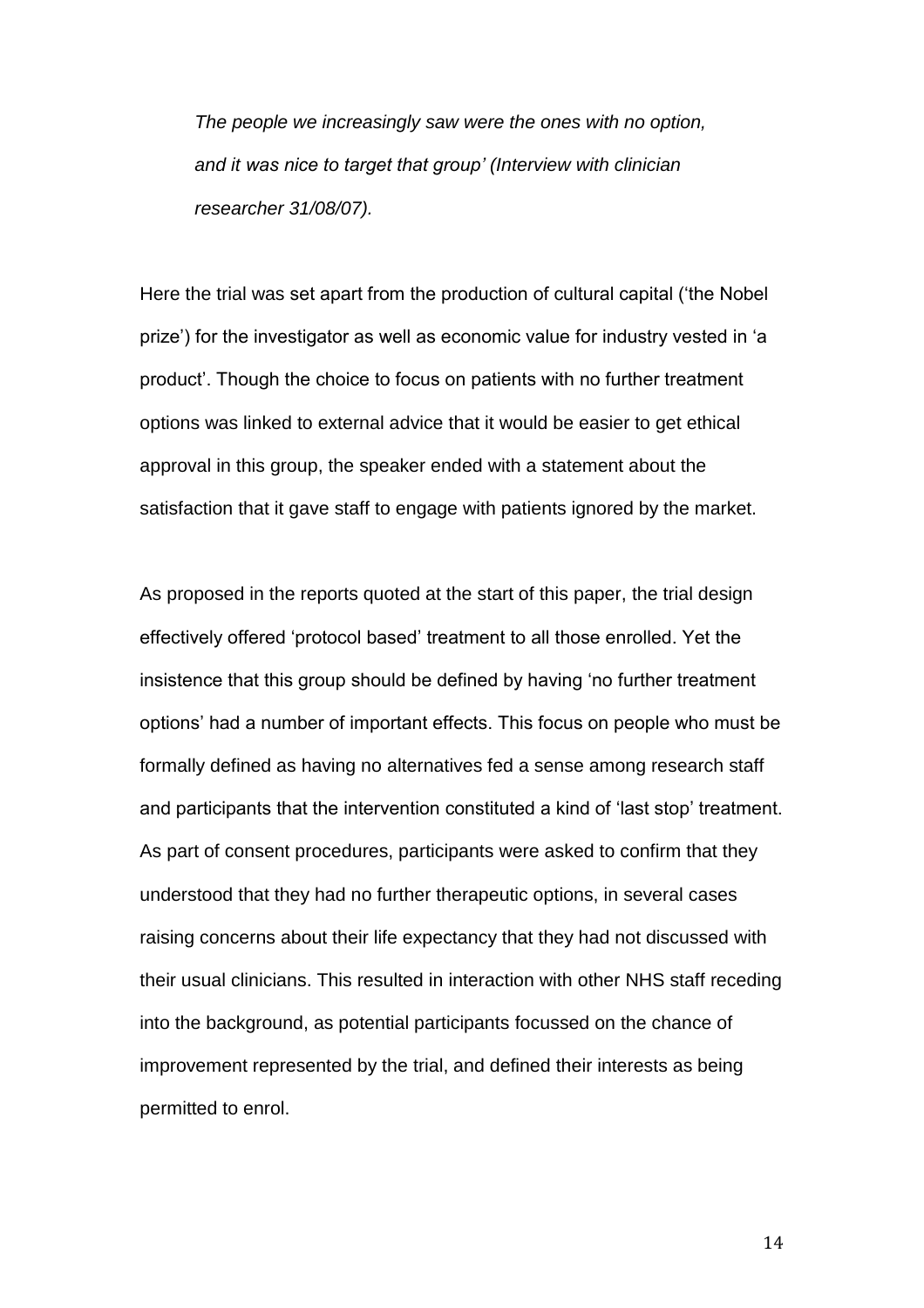*The people we increasingly saw were the ones with no option, and it was nice to target that group' (Interview with clinician researcher 31/08/07).*

Here the trial was set apart from the production of cultural capital ('the Nobel prize') for the investigator as well as economic value for industry vested in 'a product'. Though the choice to focus on patients with no further treatment options was linked to external advice that it would be easier to get ethical approval in this group, the speaker ended with a statement about the satisfaction that it gave staff to engage with patients ignored by the market.

As proposed in the reports quoted at the start of this paper, the trial design effectively offered 'protocol based' treatment to all those enrolled. Yet the insistence that this group should be defined by having 'no further treatment options' had a number of important effects. This focus on people who must be formally defined as having no alternatives fed a sense among research staff and participants that the intervention constituted a kind of 'last stop' treatment. As part of consent procedures, participants were asked to confirm that they understood that they had no further therapeutic options, in several cases raising concerns about their life expectancy that they had not discussed with their usual clinicians. This resulted in interaction with other NHS staff receding into the background, as potential participants focussed on the chance of improvement represented by the trial, and defined their interests as being permitted to enrol.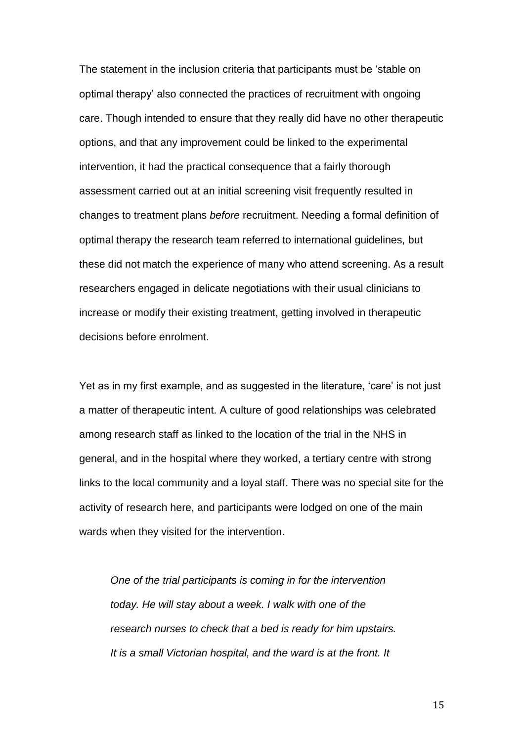The statement in the inclusion criteria that participants must be 'stable on optimal therapy' also connected the practices of recruitment with ongoing care. Though intended to ensure that they really did have no other therapeutic options, and that any improvement could be linked to the experimental intervention, it had the practical consequence that a fairly thorough assessment carried out at an initial screening visit frequently resulted in changes to treatment plans *before* recruitment. Needing a formal definition of optimal therapy the research team referred to international guidelines, but these did not match the experience of many who attend screening. As a result researchers engaged in delicate negotiations with their usual clinicians to increase or modify their existing treatment, getting involved in therapeutic decisions before enrolment.

Yet as in my first example, and as suggested in the literature, 'care' is not just a matter of therapeutic intent. A culture of good relationships was celebrated among research staff as linked to the location of the trial in the NHS in general, and in the hospital where they worked, a tertiary centre with strong links to the local community and a loyal staff. There was no special site for the activity of research here, and participants were lodged on one of the main wards when they visited for the intervention.

> *One of the trial participants is coming in for the intervention today. He will stay about a week. I walk with one of the research nurses to check that a bed is ready for him upstairs. It is a small Victorian hospital, and the ward is at the front. It*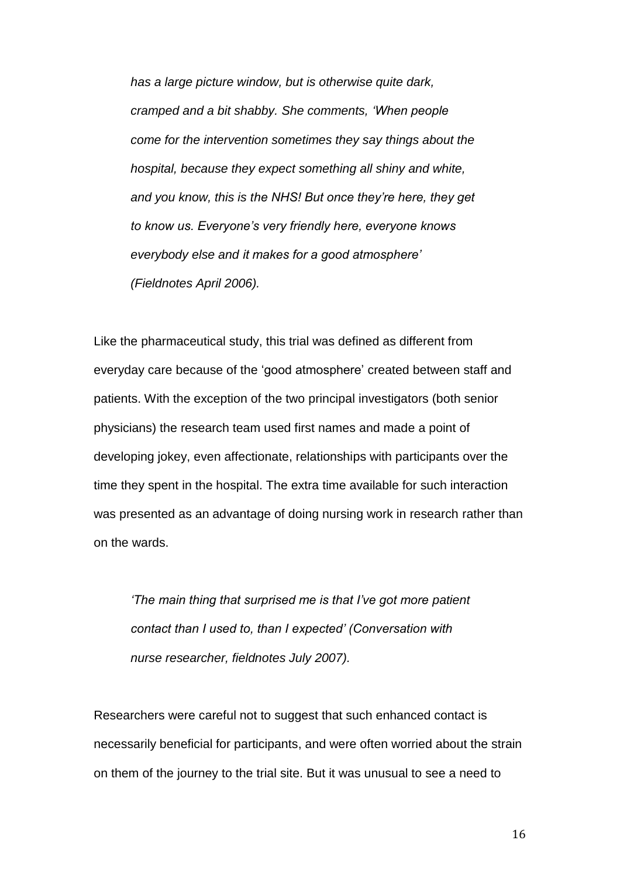*has a large picture window, but is otherwise quite dark, cramped and a bit shabby. She comments, 'When people come for the intervention sometimes they say things about the hospital, because they expect something all shiny and white, and you know, this is the NHS! But once they're here, they get to know us. Everyone's very friendly here, everyone knows everybody else and it makes for a good atmosphere' (Fieldnotes April 2006).*

Like the pharmaceutical study, this trial was defined as different from everyday care because of the 'good atmosphere' created between staff and patients. With the exception of the two principal investigators (both senior physicians) the research team used first names and made a point of developing jokey, even affectionate, relationships with participants over the time they spent in the hospital. The extra time available for such interaction was presented as an advantage of doing nursing work in research rather than on the wards.

*'The main thing that surprised me is that I've got more patient contact than I used to, than I expected' (Conversation with nurse researcher, fieldnotes July 2007).*

Researchers were careful not to suggest that such enhanced contact is necessarily beneficial for participants, and were often worried about the strain on them of the journey to the trial site. But it was unusual to see a need to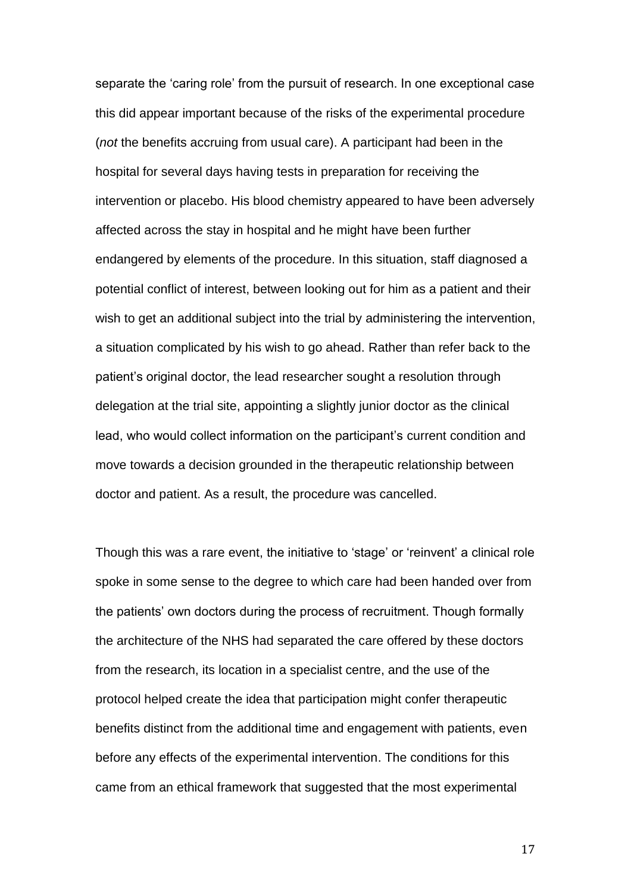separate the 'caring role' from the pursuit of research. In one exceptional case this did appear important because of the risks of the experimental procedure (*not* the benefits accruing from usual care). A participant had been in the hospital for several days having tests in preparation for receiving the intervention or placebo. His blood chemistry appeared to have been adversely affected across the stay in hospital and he might have been further endangered by elements of the procedure. In this situation, staff diagnosed a potential conflict of interest, between looking out for him as a patient and their wish to get an additional subject into the trial by administering the intervention, a situation complicated by his wish to go ahead. Rather than refer back to the patient's original doctor, the lead researcher sought a resolution through delegation at the trial site, appointing a slightly junior doctor as the clinical lead, who would collect information on the participant's current condition and move towards a decision grounded in the therapeutic relationship between doctor and patient. As a result, the procedure was cancelled.

Though this was a rare event, the initiative to 'stage' or 'reinvent' a clinical role spoke in some sense to the degree to which care had been handed over from the patients' own doctors during the process of recruitment. Though formally the architecture of the NHS had separated the care offered by these doctors from the research, its location in a specialist centre, and the use of the protocol helped create the idea that participation might confer therapeutic benefits distinct from the additional time and engagement with patients, even before any effects of the experimental intervention. The conditions for this came from an ethical framework that suggested that the most experimental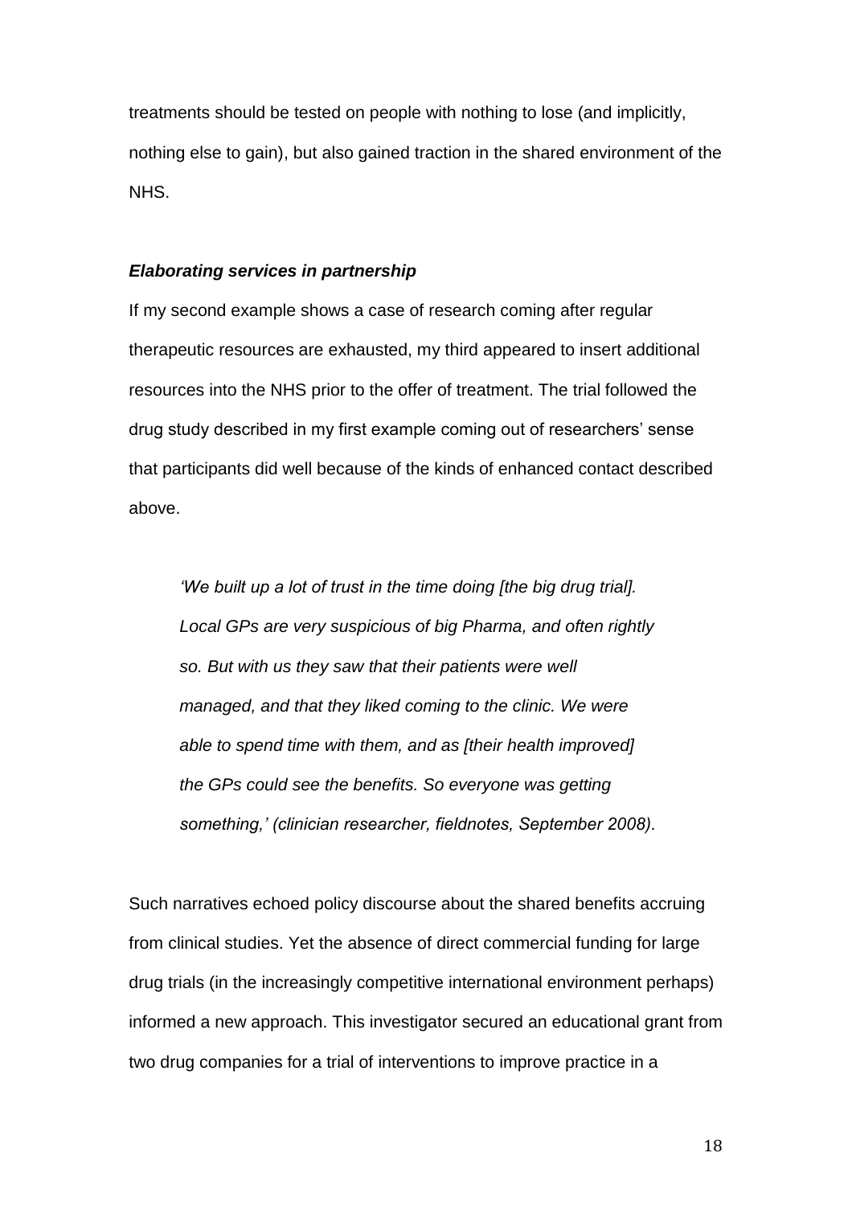treatments should be tested on people with nothing to lose (and implicitly, nothing else to gain), but also gained traction in the shared environment of the NHS.

### *Elaborating services in partnership*

If my second example shows a case of research coming after regular therapeutic resources are exhausted, my third appeared to insert additional resources into the NHS prior to the offer of treatment. The trial followed the drug study described in my first example coming out of researchers' sense that participants did well because of the kinds of enhanced contact described above.

> *'We built up a lot of trust in the time doing [the big drug trial]. Local GPs are very suspicious of big Pharma, and often rightly so. But with us they saw that their patients were well managed, and that they liked coming to the clinic. We were able to spend time with them, and as [their health improved] the GPs could see the benefits. So everyone was getting something,' (clinician researcher, fieldnotes, September 2008).*

Such narratives echoed policy discourse about the shared benefits accruing from clinical studies. Yet the absence of direct commercial funding for large drug trials (in the increasingly competitive international environment perhaps) informed a new approach. This investigator secured an educational grant from two drug companies for a trial of interventions to improve practice in a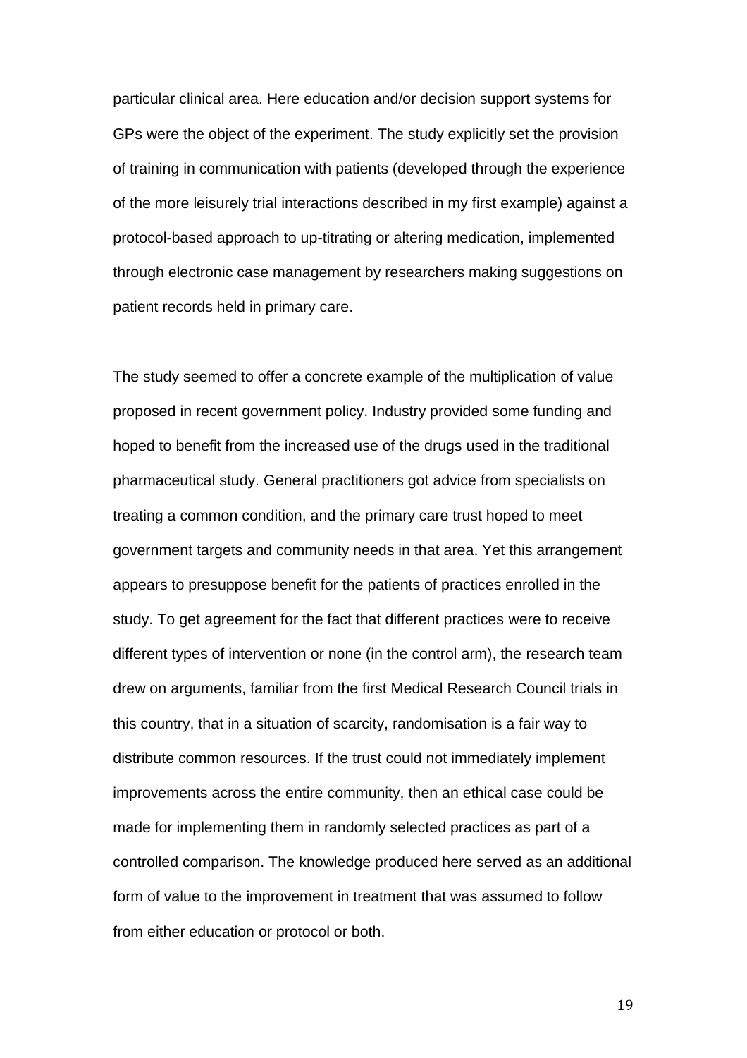particular clinical area. Here education and/or decision support systems for GPs were the object of the experiment. The study explicitly set the provision of training in communication with patients (developed through the experience of the more leisurely trial interactions described in my first example) against a protocol-based approach to up-titrating or altering medication, implemented through electronic case management by researchers making suggestions on patient records held in primary care.

The study seemed to offer a concrete example of the multiplication of value proposed in recent government policy. Industry provided some funding and hoped to benefit from the increased use of the drugs used in the traditional pharmaceutical study. General practitioners got advice from specialists on treating a common condition, and the primary care trust hoped to meet government targets and community needs in that area. Yet this arrangement appears to presuppose benefit for the patients of practices enrolled in the study. To get agreement for the fact that different practices were to receive different types of intervention or none (in the control arm), the research team drew on arguments, familiar from the first Medical Research Council trials in this country, that in a situation of scarcity, randomisation is a fair way to distribute common resources. If the trust could not immediately implement improvements across the entire community, then an ethical case could be made for implementing them in randomly selected practices as part of a controlled comparison. The knowledge produced here served as an additional form of value to the improvement in treatment that was assumed to follow from either education or protocol or both.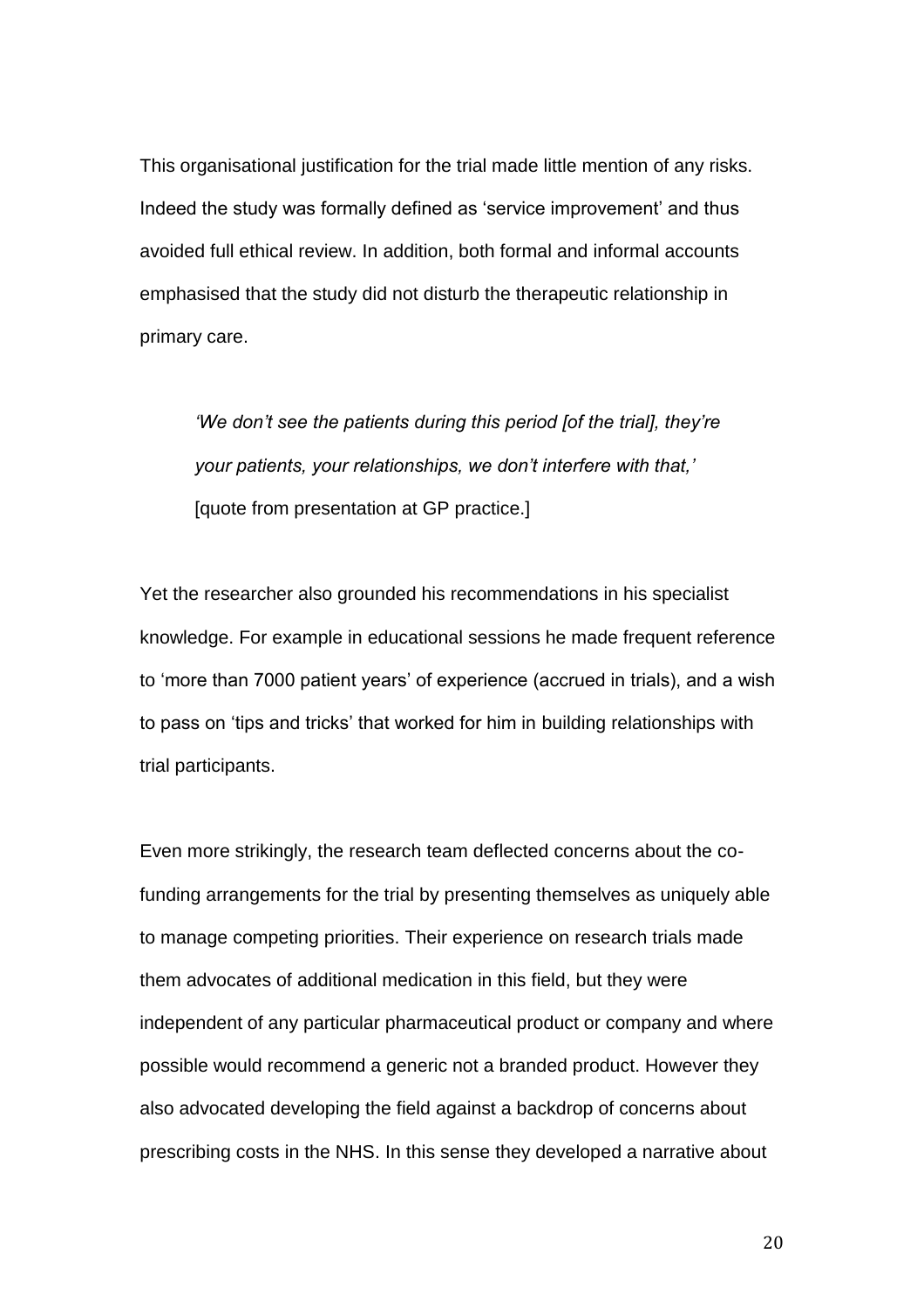This organisational justification for the trial made little mention of any risks. Indeed the study was formally defined as 'service improvement' and thus avoided full ethical review. In addition, both formal and informal accounts emphasised that the study did not disturb the therapeutic relationship in primary care.

> *'We don't see the patients during this period [of the trial], they're your patients, your relationships, we don't interfere with that,'*
> [quote from presentation at GP practice.]

Yet the researcher also grounded his recommendations in his specialist knowledge. For example in educational sessions he made frequent reference to 'more than 7000 patient years' of experience (accrued in trials), and a wish to pass on 'tips and tricks' that worked for him in building relationships with trial participants.

Even more strikingly, the research team deflected concerns about the co-funding arrangements for the trial by presenting themselves as uniquely able to manage competing priorities. Their experience on research trials made them advocates of additional medication in this field, but they were independent of any particular pharmaceutical product or company and where possible would recommend a generic not a branded product. However they also advocated developing the field against a backdrop of concerns about prescribing costs in the NHS. In this sense they developed a narrative about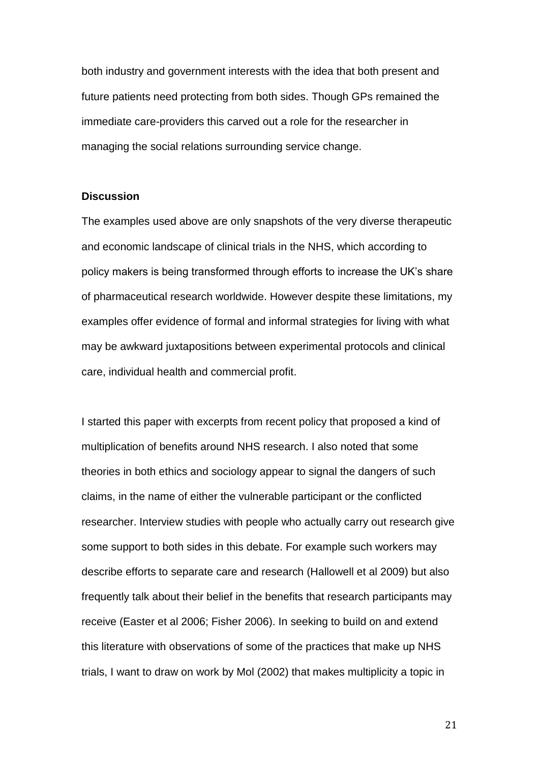both industry and government interests with the idea that both present and future patients need protecting from both sides. Though GPs remained the immediate care-providers this carved out a role for the researcher in managing the social relations surrounding service change.

**Discussion**

The examples used above are only snapshots of the very diverse therapeutic and economic landscape of clinical trials in the NHS, which according to policy makers is being transformed through efforts to increase the UK's share of pharmaceutical research worldwide. However despite these limitations, my examples offer evidence of formal and informal strategies for living with what may be awkward juxtapositions between experimental protocols and clinical care, individual health and commercial profit.

I started this paper with excerpts from recent policy that proposed a kind of multiplication of benefits around NHS research. I also noted that some theories in both ethics and sociology appear to signal the dangers of such claims, in the name of either the vulnerable participant or the conflicted researcher. Interview studies with people who actually carry out research give some support to both sides in this debate. For example such workers may describe efforts to separate care and research (Hallowell et al 2009) but also frequently talk about their belief in the benefits that research participants may receive (Easter et al 2006; Fisher 2006). In seeking to build on and extend this literature with observations of some of the practices that make up NHS trials, I want to draw on work by Mol (2002) that makes multiplicity a topic in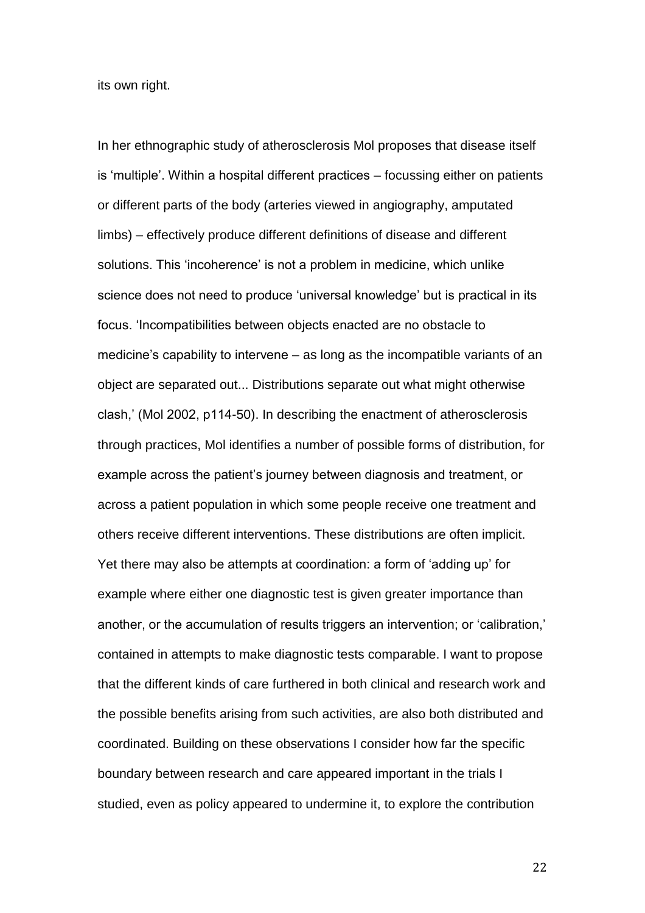its own right.

In her ethnographic study of atherosclerosis Mol proposes that disease itself is 'multiple'. Within a hospital different practices – focussing either on patients or different parts of the body (arteries viewed in angiography, amputated limbs) – effectively produce different definitions of disease and different solutions. This 'incoherence' is not a problem in medicine, which unlike science does not need to produce 'universal knowledge' but is practical in its focus. 'Incompatibilities between objects enacted are no obstacle to medicine's capability to intervene – as long as the incompatible variants of an object are separated out... Distributions separate out what might otherwise clash,' (Mol 2002, p114-50). In describing the enactment of atherosclerosis through practices, Mol identifies a number of possible forms of distribution, for example across the patient's journey between diagnosis and treatment, or across a patient population in which some people receive one treatment and others receive different interventions. These distributions are often implicit. Yet there may also be attempts at coordination: a form of 'adding up' for example where either one diagnostic test is given greater importance than another, or the accumulation of results triggers an intervention; or 'calibration,' contained in attempts to make diagnostic tests comparable. I want to propose that the different kinds of care furthered in both clinical and research work and the possible benefits arising from such activities, are also both distributed and coordinated. Building on these observations I consider how far the specific boundary between research and care appeared important in the trials I studied, even as policy appeared to undermine it, to explore the contribution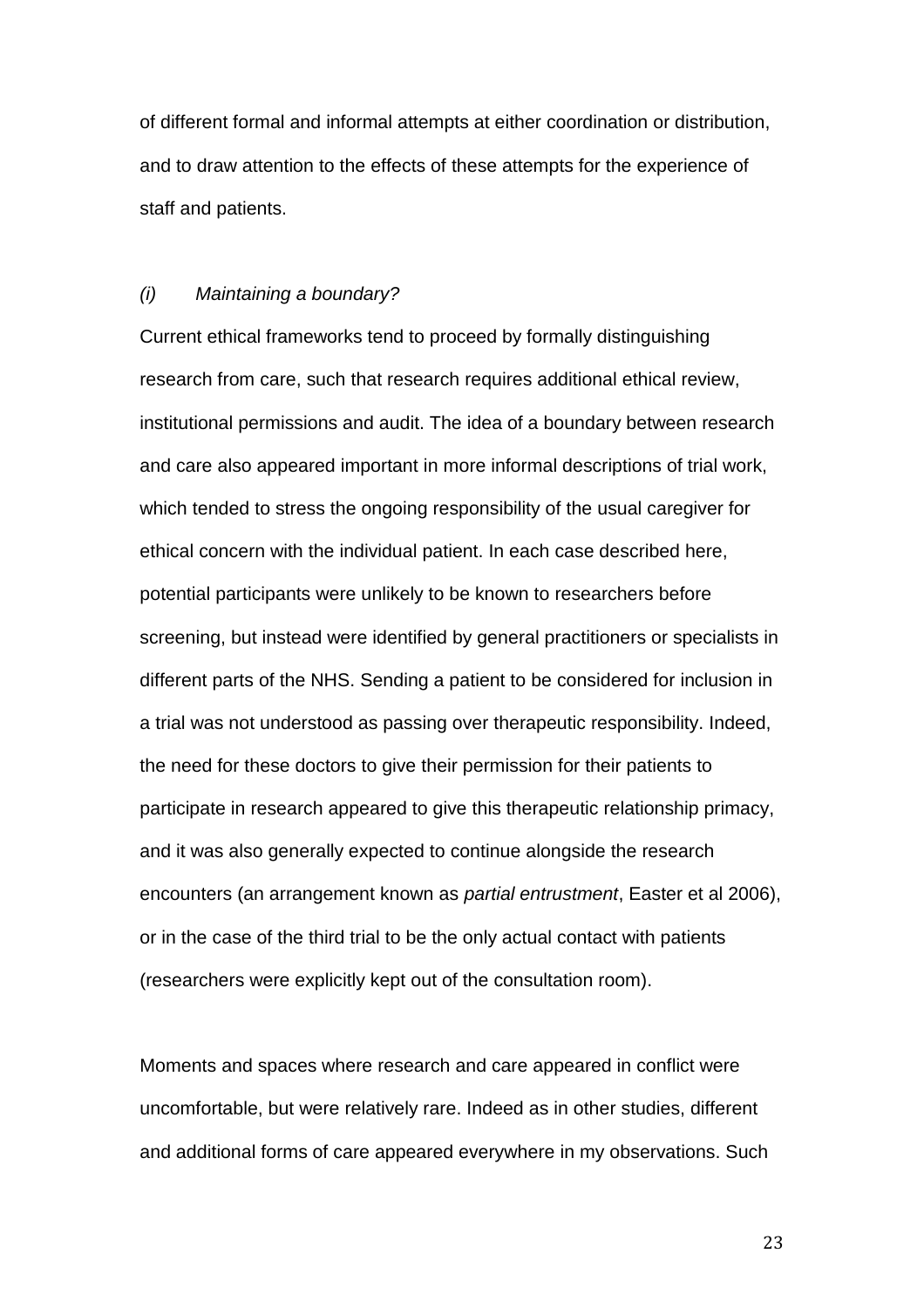of different formal and informal attempts at either coordination or distribution, and to draw attention to the effects of these attempts for the experience of staff and patients.

### *(i) Maintaining a boundary?*

Current ethical frameworks tend to proceed by formally distinguishing research from care, such that research requires additional ethical review, institutional permissions and audit. The idea of a boundary between research and care also appeared important in more informal descriptions of trial work, which tended to stress the ongoing responsibility of the usual caregiver for ethical concern with the individual patient. In each case described here, potential participants were unlikely to be known to researchers before screening, but instead were identified by general practitioners or specialists in different parts of the NHS. Sending a patient to be considered for inclusion in a trial was not understood as passing over therapeutic responsibility. Indeed, the need for these doctors to give their permission for their patients to participate in research appeared to give this therapeutic relationship primacy, and it was also generally expected to continue alongside the research encounters (an arrangement known as *partial entrustment*, Easter et al 2006), or in the case of the third trial to be the only actual contact with patients (researchers were explicitly kept out of the consultation room).

Moments and spaces where research and care appeared in conflict were uncomfortable, but were relatively rare. Indeed as in other studies, different and additional forms of care appeared everywhere in my observations. Such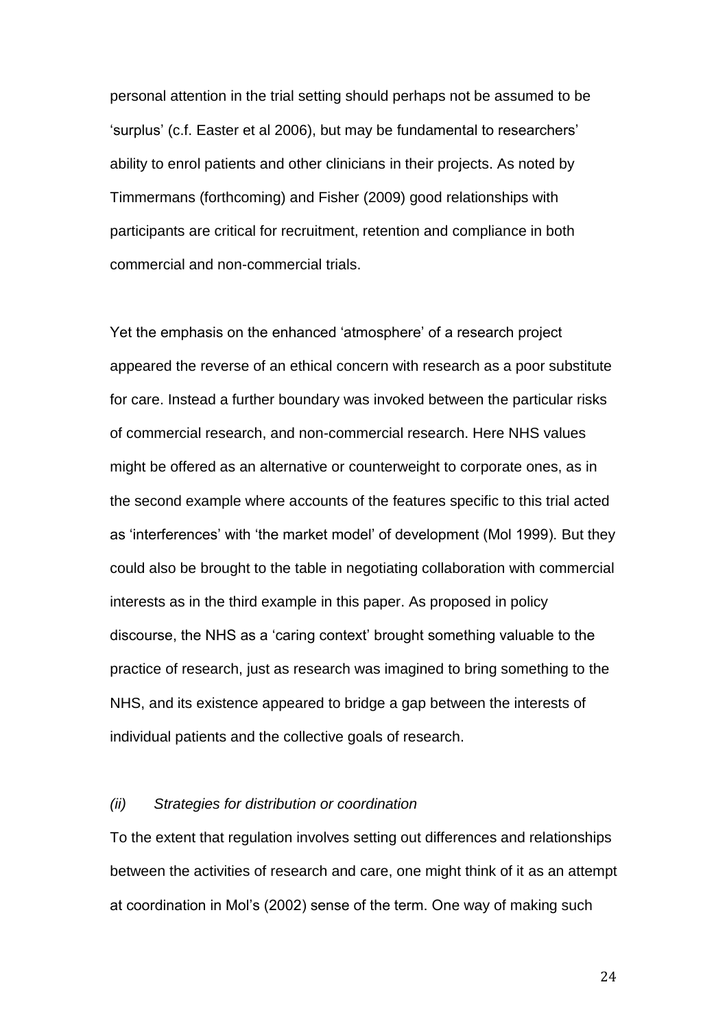personal attention in the trial setting should perhaps not be assumed to be 'surplus' (c.f. Easter et al 2006), but may be fundamental to researchers' ability to enrol patients and other clinicians in their projects. As noted by Timmermans (forthcoming) and Fisher (2009) good relationships with participants are critical for recruitment, retention and compliance in both commercial and non-commercial trials.

Yet the emphasis on the enhanced 'atmosphere' of a research project appeared the reverse of an ethical concern with research as a poor substitute for care. Instead a further boundary was invoked between the particular risks of commercial research, and non-commercial research. Here NHS values might be offered as an alternative or counterweight to corporate ones, as in the second example where accounts of the features specific to this trial acted as 'interferences' with 'the market model' of development (Mol 1999). But they could also be brought to the table in negotiating collaboration with commercial interests as in the third example in this paper. As proposed in policy discourse, the NHS as a 'caring context' brought something valuable to the practice of research, just as research was imagined to bring something to the NHS, and its existence appeared to bridge a gap between the interests of individual patients and the collective goals of research.

*(ii) Strategies for distribution or coordination*

To the extent that regulation involves setting out differences and relationships between the activities of research and care, one might think of it as an attempt at coordination in Mol's (2002) sense of the term. One way of making such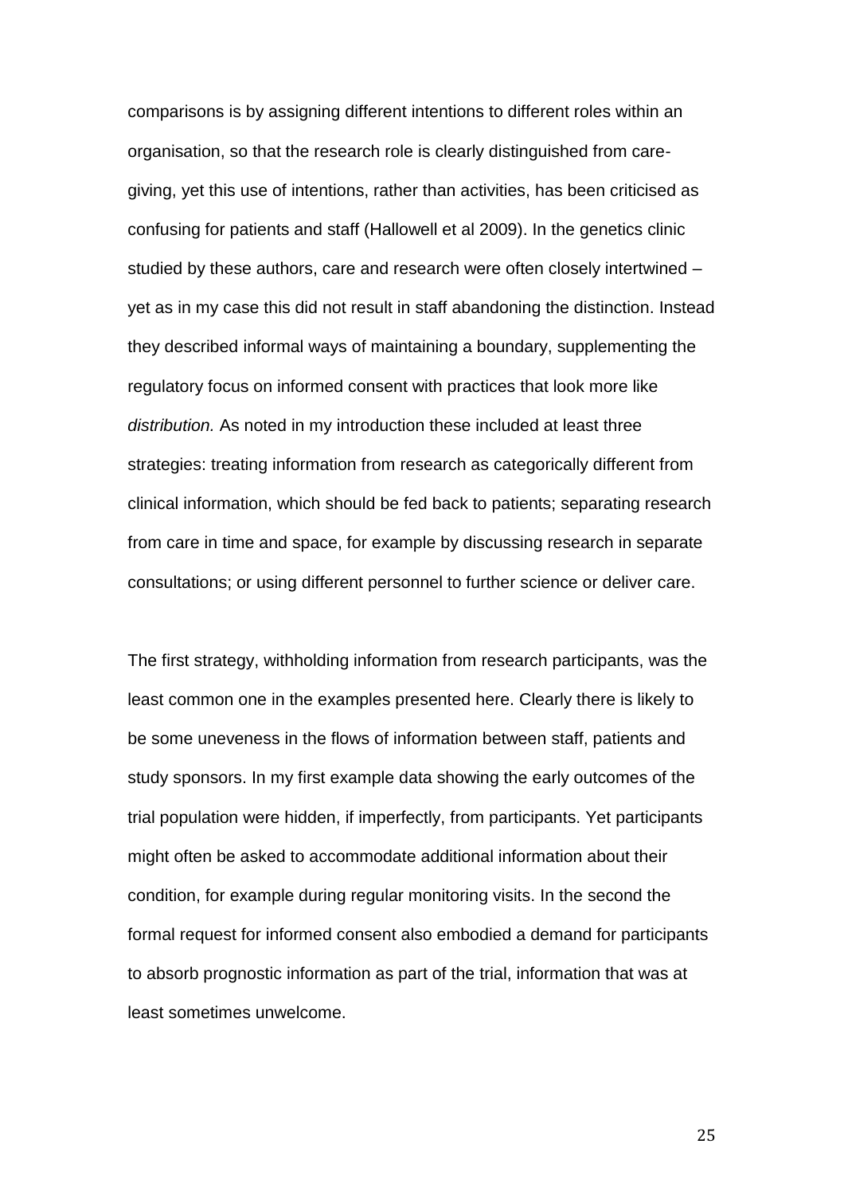comparisons is by assigning different intentions to different roles within an organisation, so that the research role is clearly distinguished from care-giving, yet this use of intentions, rather than activities, has been criticised as confusing for patients and staff (Hallowell et al 2009). In the genetics clinic studied by these authors, care and research were often closely intertwined – yet as in my case this did not result in staff abandoning the distinction. Instead they described informal ways of maintaining a boundary, supplementing the regulatory focus on informed consent with practices that look more like *distribution.* As noted in my introduction these included at least three strategies: treating information from research as categorically different from clinical information, which should be fed back to patients; separating research from care in time and space, for example by discussing research in separate consultations; or using different personnel to further science or deliver care.

The first strategy, withholding information from research participants, was the least common one in the examples presented here. Clearly there is likely to be some uneveness in the flows of information between staff, patients and study sponsors. In my first example data showing the early outcomes of the trial population were hidden, if imperfectly, from participants. Yet participants might often be asked to accommodate additional information about their condition, for example during regular monitoring visits. In the second the formal request for informed consent also embodied a demand for participants to absorb prognostic information as part of the trial, information that was at least sometimes unwelcome.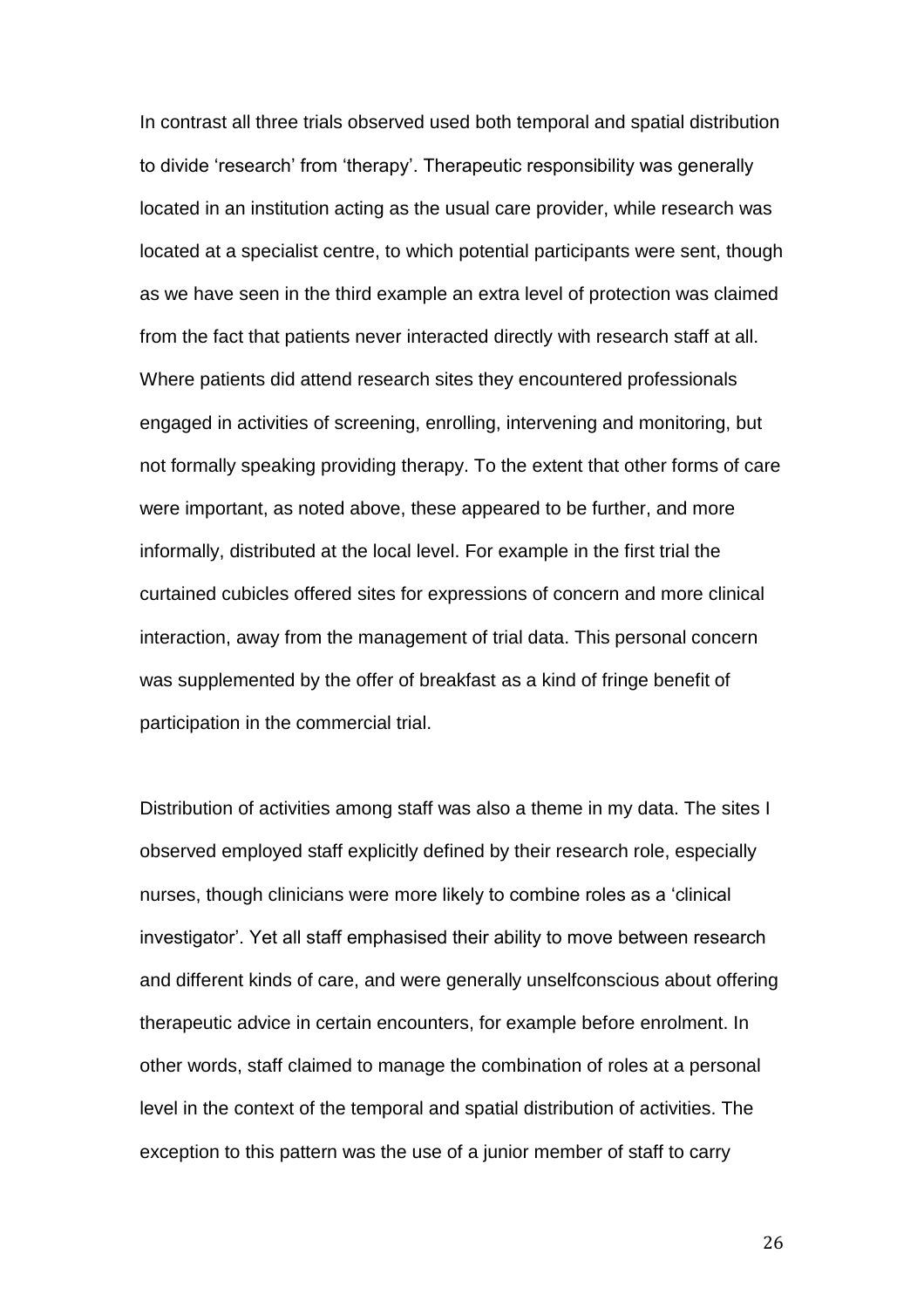In contrast all three trials observed used both temporal and spatial distribution to divide 'research' from 'therapy'. Therapeutic responsibility was generally located in an institution acting as the usual care provider, while research was located at a specialist centre, to which potential participants were sent, though as we have seen in the third example an extra level of protection was claimed from the fact that patients never interacted directly with research staff at all. Where patients did attend research sites they encountered professionals engaged in activities of screening, enrolling, intervening and monitoring, but not formally speaking providing therapy. To the extent that other forms of care were important, as noted above, these appeared to be further, and more informally, distributed at the local level. For example in the first trial the curtained cubicles offered sites for expressions of concern and more clinical interaction, away from the management of trial data. This personal concern was supplemented by the offer of breakfast as a kind of fringe benefit of participation in the commercial trial.

Distribution of activities among staff was also a theme in my data. The sites I observed employed staff explicitly defined by their research role, especially nurses, though clinicians were more likely to combine roles as a 'clinical investigator'. Yet all staff emphasised their ability to move between research and different kinds of care, and were generally unselfconscious about offering therapeutic advice in certain encounters, for example before enrolment. In other words, staff claimed to manage the combination of roles at a personal level in the context of the temporal and spatial distribution of activities. The exception to this pattern was the use of a junior member of staff to carry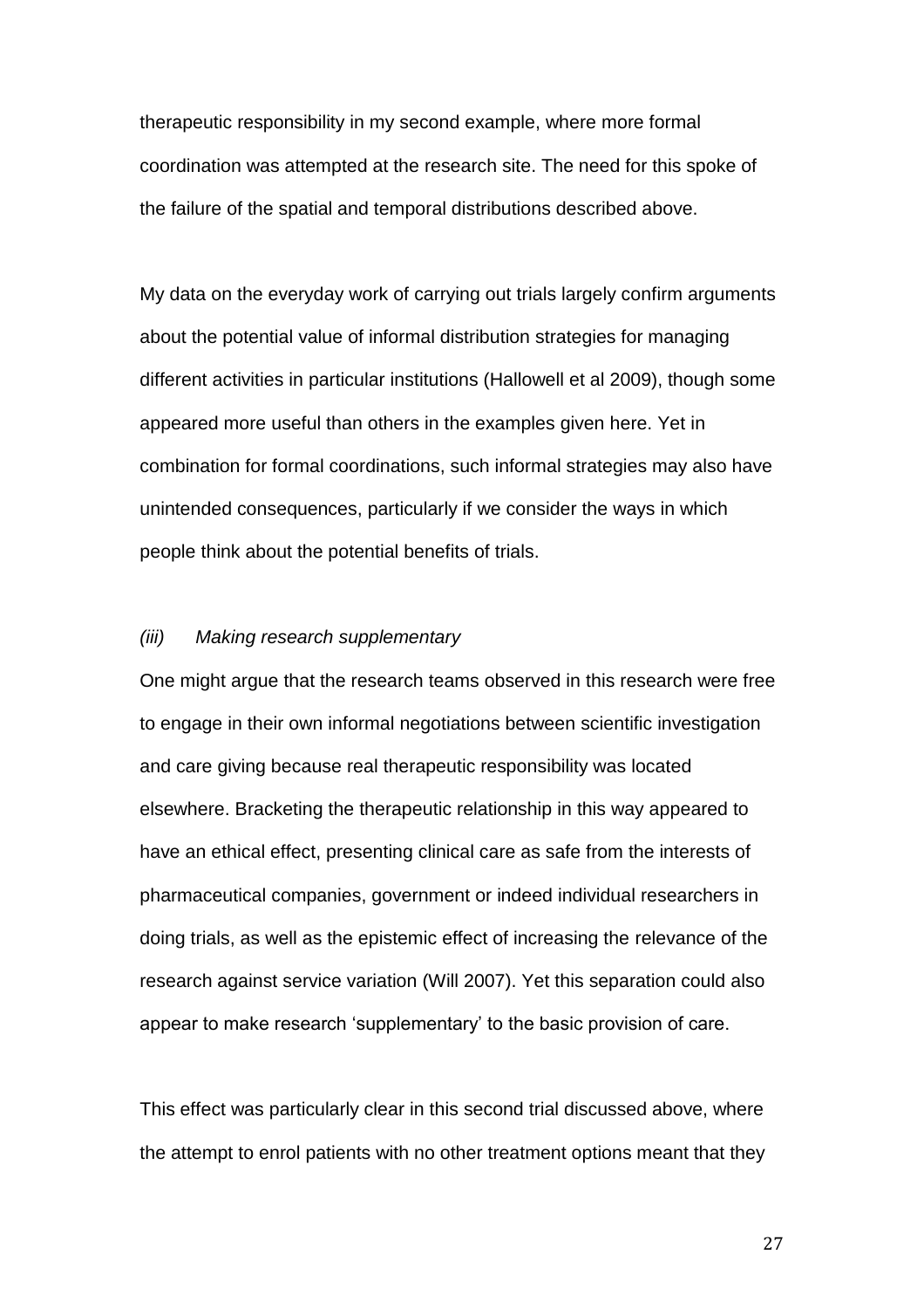therapeutic responsibility in my second example, where more formal coordination was attempted at the research site. The need for this spoke of the failure of the spatial and temporal distributions described above.

My data on the everyday work of carrying out trials largely confirm arguments about the potential value of informal distribution strategies for managing different activities in particular institutions (Hallowell et al 2009), though some appeared more useful than others in the examples given here. Yet in combination for formal coordinations, such informal strategies may also have unintended consequences, particularly if we consider the ways in which people think about the potential benefits of trials.

### *(iii) Making research supplementary*

One might argue that the research teams observed in this research were free to engage in their own informal negotiations between scientific investigation and care giving because real therapeutic responsibility was located elsewhere. Bracketing the therapeutic relationship in this way appeared to have an ethical effect, presenting clinical care as safe from the interests of pharmaceutical companies, government or indeed individual researchers in doing trials, as well as the epistemic effect of increasing the relevance of the research against service variation (Will 2007). Yet this separation could also appear to make research 'supplementary' to the basic provision of care.

This effect was particularly clear in this second trial discussed above, where the attempt to enrol patients with no other treatment options meant that they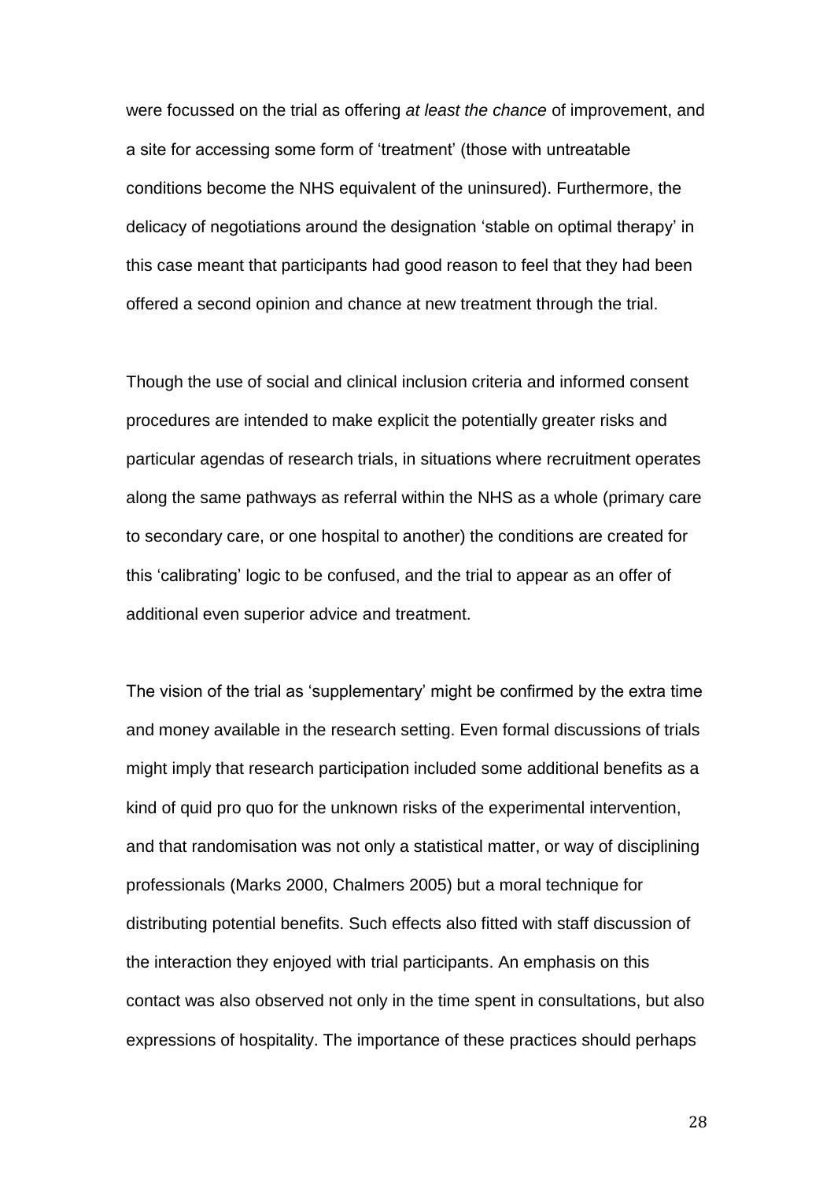were focussed on the trial as offering *at least the chance* of improvement, and a site for accessing some form of 'treatment' (those with untreatable conditions become the NHS equivalent of the uninsured). Furthermore, the delicacy of negotiations around the designation 'stable on optimal therapy' in this case meant that participants had good reason to feel that they had been offered a second opinion and chance at new treatment through the trial.

Though the use of social and clinical inclusion criteria and informed consent procedures are intended to make explicit the potentially greater risks and particular agendas of research trials, in situations where recruitment operates along the same pathways as referral within the NHS as a whole (primary care to secondary care, or one hospital to another) the conditions are created for this 'calibrating' logic to be confused, and the trial to appear as an offer of additional even superior advice and treatment.

The vision of the trial as 'supplementary' might be confirmed by the extra time and money available in the research setting. Even formal discussions of trials might imply that research participation included some additional benefits as a kind of quid pro quo for the unknown risks of the experimental intervention, and that randomisation was not only a statistical matter, or way of disciplining professionals (Marks 2000, Chalmers 2005) but a moral technique for distributing potential benefits. Such effects also fitted with staff discussion of the interaction they enjoyed with trial participants. An emphasis on this contact was also observed not only in the time spent in consultations, but also expressions of hospitality. The importance of these practices should perhaps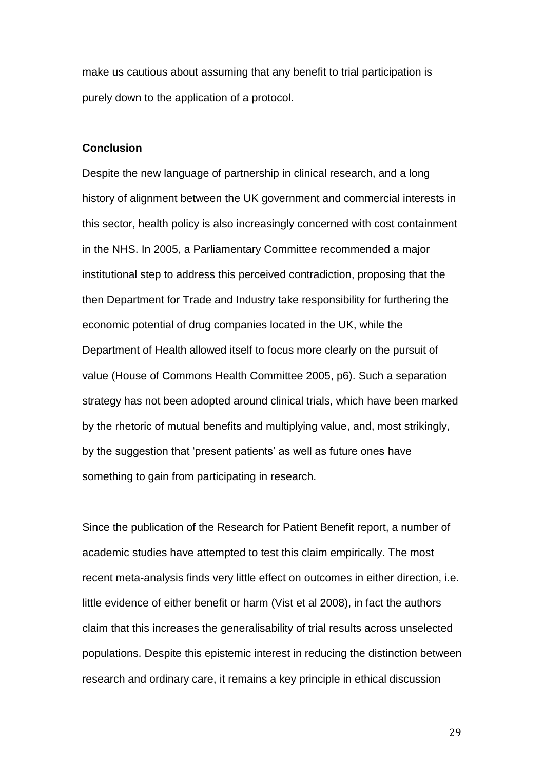make us cautious about assuming that any benefit to trial participation is purely down to the application of a protocol.

**Conclusion**

Despite the new language of partnership in clinical research, and a long history of alignment between the UK government and commercial interests in this sector, health policy is also increasingly concerned with cost containment in the NHS. In 2005, a Parliamentary Committee recommended a major institutional step to address this perceived contradiction, proposing that the then Department for Trade and Industry take responsibility for furthering the economic potential of drug companies located in the UK, while the Department of Health allowed itself to focus more clearly on the pursuit of value (House of Commons Health Committee 2005, p6). Such a separation strategy has not been adopted around clinical trials, which have been marked by the rhetoric of mutual benefits and multiplying value, and, most strikingly, by the suggestion that 'present patients' as well as future ones have something to gain from participating in research.

Since the publication of the Research for Patient Benefit report, a number of academic studies have attempted to test this claim empirically. The most recent meta-analysis finds very little effect on outcomes in either direction, i.e. little evidence of either benefit or harm (Vist et al 2008), in fact the authors claim that this increases the generalisability of trial results across unselected populations. Despite this epistemic interest in reducing the distinction between research and ordinary care, it remains a key principle in ethical discussion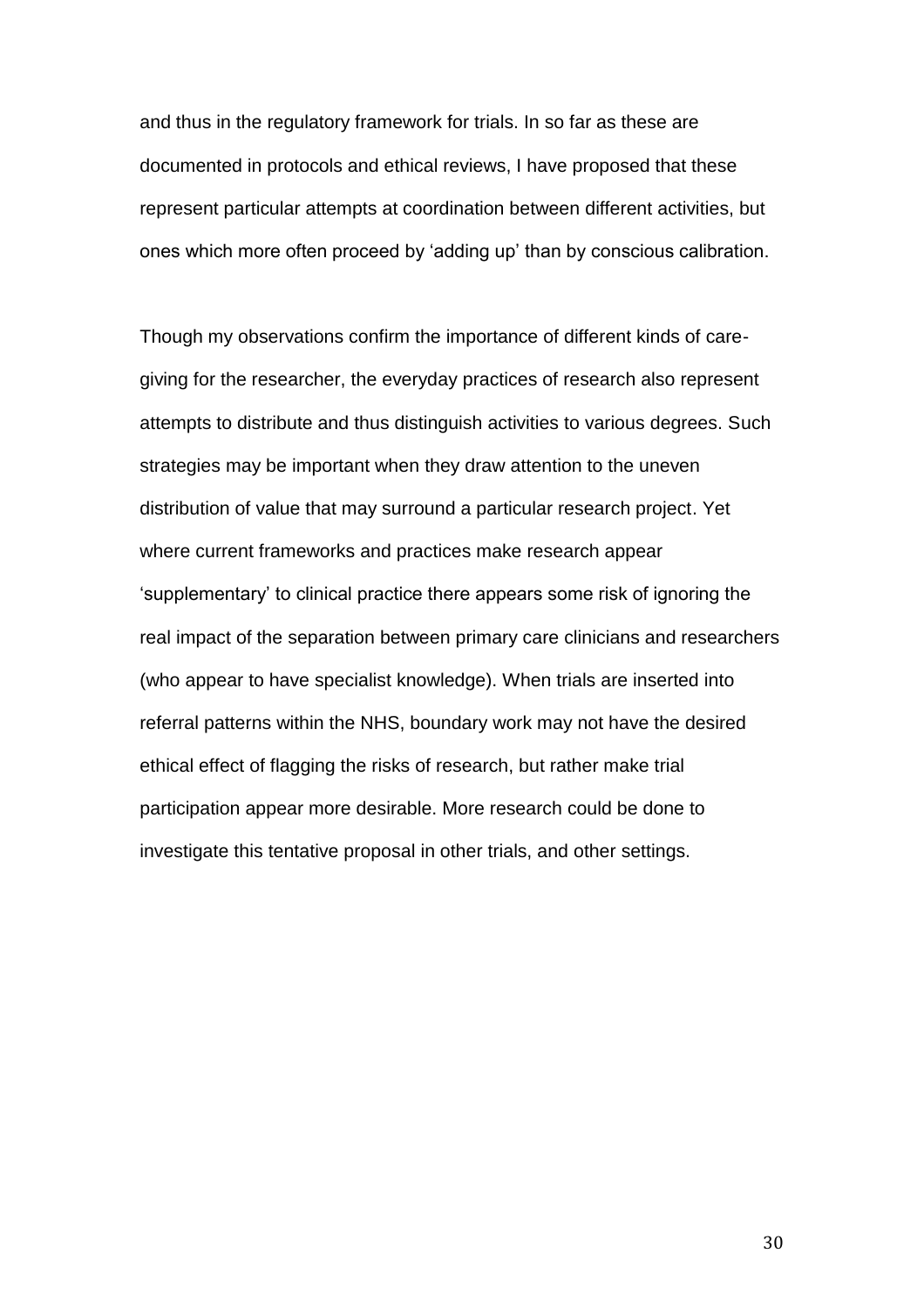and thus in the regulatory framework for trials. In so far as these are documented in protocols and ethical reviews, I have proposed that these represent particular attempts at coordination between different activities, but ones which more often proceed by 'adding up' than by conscious calibration.

Though my observations confirm the importance of different kinds of care-giving for the researcher, the everyday practices of research also represent attempts to distribute and thus distinguish activities to various degrees. Such strategies may be important when they draw attention to the uneven distribution of value that may surround a particular research project. Yet where current frameworks and practices make research appear 'supplementary' to clinical practice there appears some risk of ignoring the real impact of the separation between primary care clinicians and researchers (who appear to have specialist knowledge). When trials are inserted into referral patterns within the NHS, boundary work may not have the desired ethical effect of flagging the risks of research, but rather make trial participation appear more desirable. More research could be done to investigate this tentative proposal in other trials, and other settings.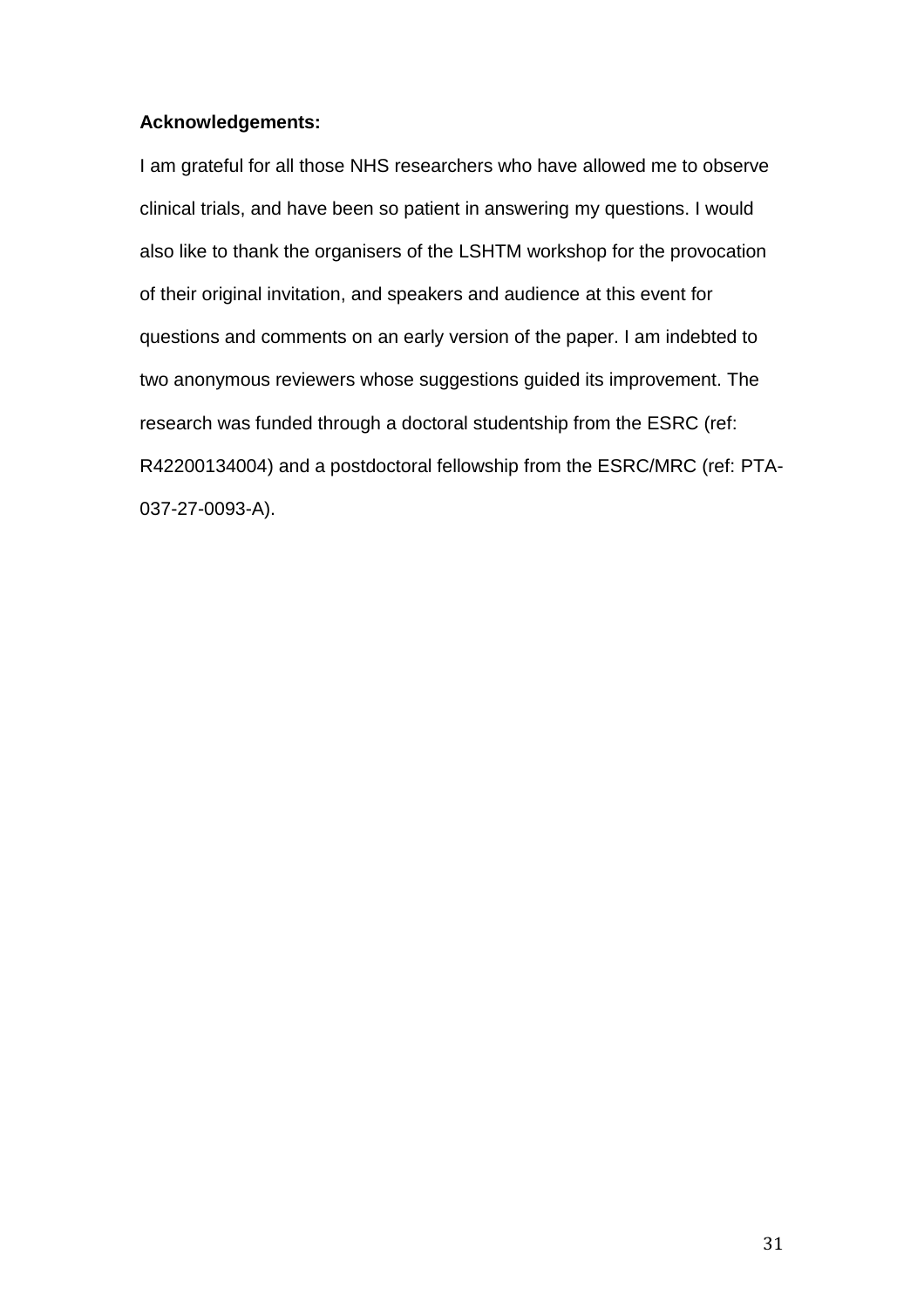**Acknowledgements:**

I am grateful for all those NHS researchers who have allowed me to observe clinical trials, and have been so patient in answering my questions. I would also like to thank the organisers of the LSHTM workshop for the provocation of their original invitation, and speakers and audience at this event for questions and comments on an early version of the paper. I am indebted to two anonymous reviewers whose suggestions guided its improvement. The research was funded through a doctoral studentship from the ESRC (ref: R42200134004) and a postdoctoral fellowship from the ESRC/MRC (ref: PTA-037-27-0093-A).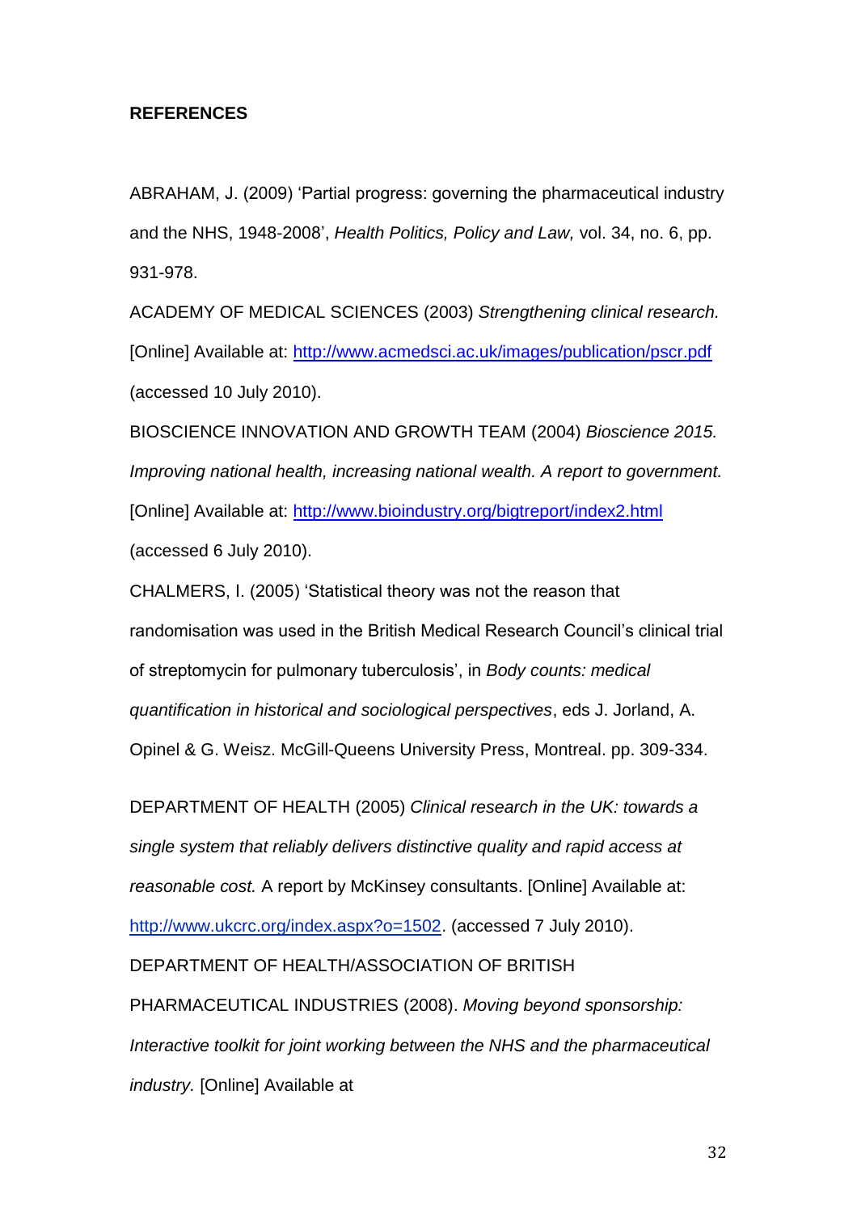**REFERENCES**

ABRAHAM, J. (2009) 'Partial progress: governing the pharmaceutical industry and the NHS, 1948-2008', *Health Politics, Policy and Law,* vol. 34, no. 6, pp. 931-978.

ACADEMY OF MEDICAL SCIENCES (2003) *Strengthening clinical research.* [Online] Available at: http://www.acmedsci.ac.uk/images/publication/pscr.pdf (accessed 10 July 2010).

BIOSCIENCE INNOVATION AND GROWTH TEAM (2004) *Bioscience 2015. Improving national health, increasing national wealth. A report to government.* [Online] Available at: http://www.bioindustry.org/bigtreport/index2.html (accessed 6 July 2010).

CHALMERS, I. (2005) 'Statistical theory was not the reason that randomisation was used in the British Medical Research Council's clinical trial of streptomycin for pulmonary tuberculosis', in *Body counts: medical quantification in historical and sociological perspectives*, eds J. Jorland, A. Opinel & G. Weisz. McGill-Queens University Press, Montreal. pp. 309-334.

DEPARTMENT OF HEALTH (2005) *Clinical research in the UK: towards a single system that reliably delivers distinctive quality and rapid access at reasonable cost.* A report by McKinsey consultants. [Online] Available at: http://www.ukcrc.org/index.aspx?o=1502. (accessed 7 July 2010).

DEPARTMENT OF HEALTH/ASSOCIATION OF BRITISH PHARMACEUTICAL INDUSTRIES (2008). *Moving beyond sponsorship: Interactive toolkit for joint working between the NHS and the pharmaceutical industry.* [Online] Available at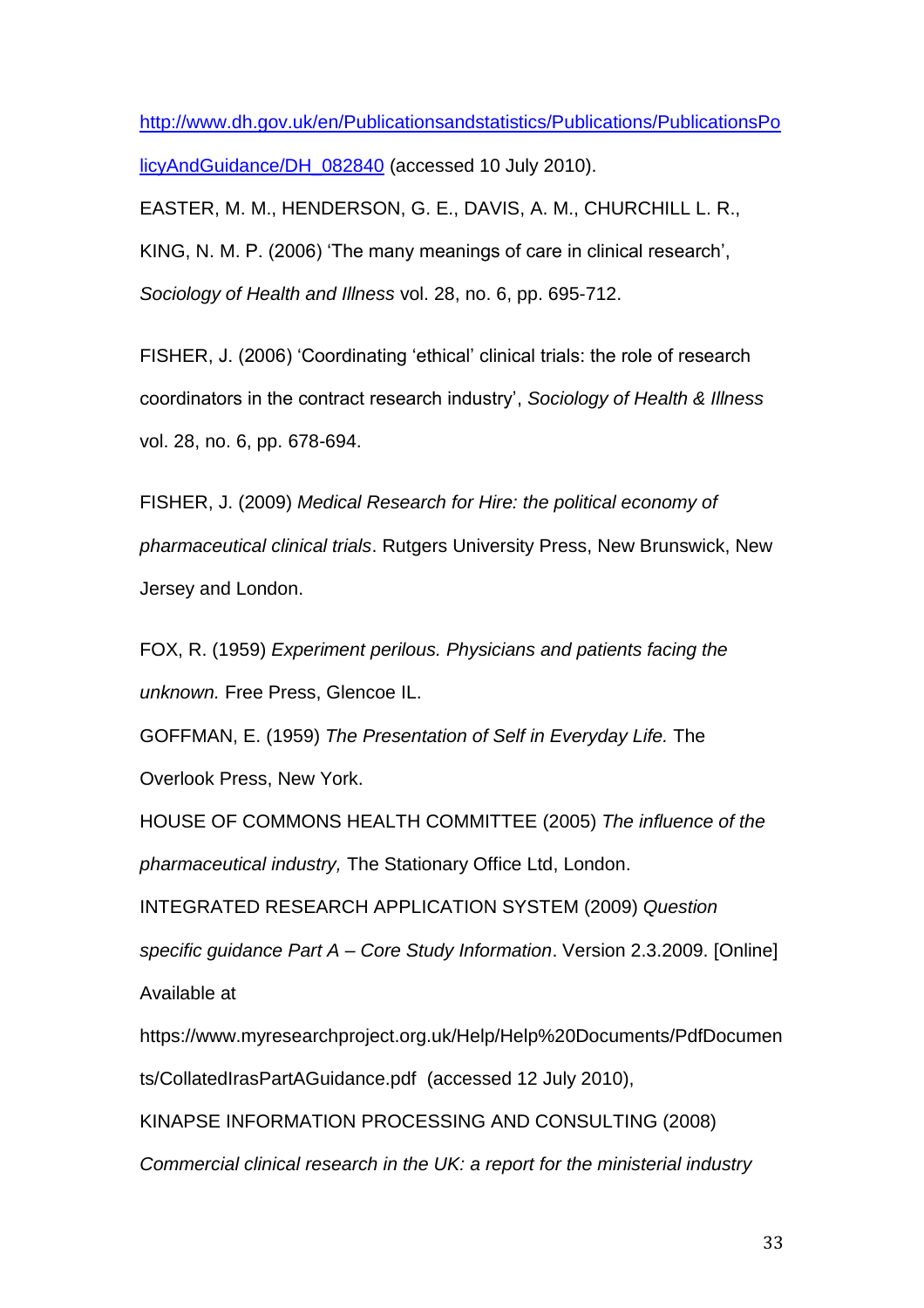http://www.dh.gov.uk/en/Publicationsandstatistics/Publications/PublicationsPolicyAndGuidance/DH_082840 (accessed 10 July 2010).

EASTER, M. M., HENDERSON, G. E., DAVIS, A. M., CHURCHILL L. R., KING, N. M. P. (2006) 'The many meanings of care in clinical research', *Sociology of Health and Illness* vol. 28, no. 6, pp. 695-712.

FISHER, J. (2006) 'Coordinating 'ethical' clinical trials: the role of research coordinators in the contract research industry', *Sociology of Health & Illness* vol. 28, no. 6, pp. 678-694.

FISHER, J. (2009) *Medical Research for Hire: the political economy of pharmaceutical clinical trials*. Rutgers University Press, New Brunswick, New Jersey and London.

FOX, R. (1959) *Experiment perilous. Physicians and patients facing the unknown.* Free Press, Glencoe IL.

GOFFMAN, E. (1959) *The Presentation of Self in Everyday Life.* The Overlook Press, New York.

HOUSE OF COMMONS HEALTH COMMITTEE (2005) *The influence of the pharmaceutical industry,* The Stationary Office Ltd, London.

INTEGRATED RESEARCH APPLICATION SYSTEM (2009) *Question specific guidance Part A – Core Study Information*. Version 2.3.2009. [Online] Available at https://www.myresearchproject.org.uk/Help/Help%20Documents/PdfDocuments/CollatedIrasPartAGuidance.pdf (accessed 12 July 2010),

KINAPSE INFORMATION PROCESSING AND CONSULTING (2008) *Commercial clinical research in the UK: a report for the ministerial industry*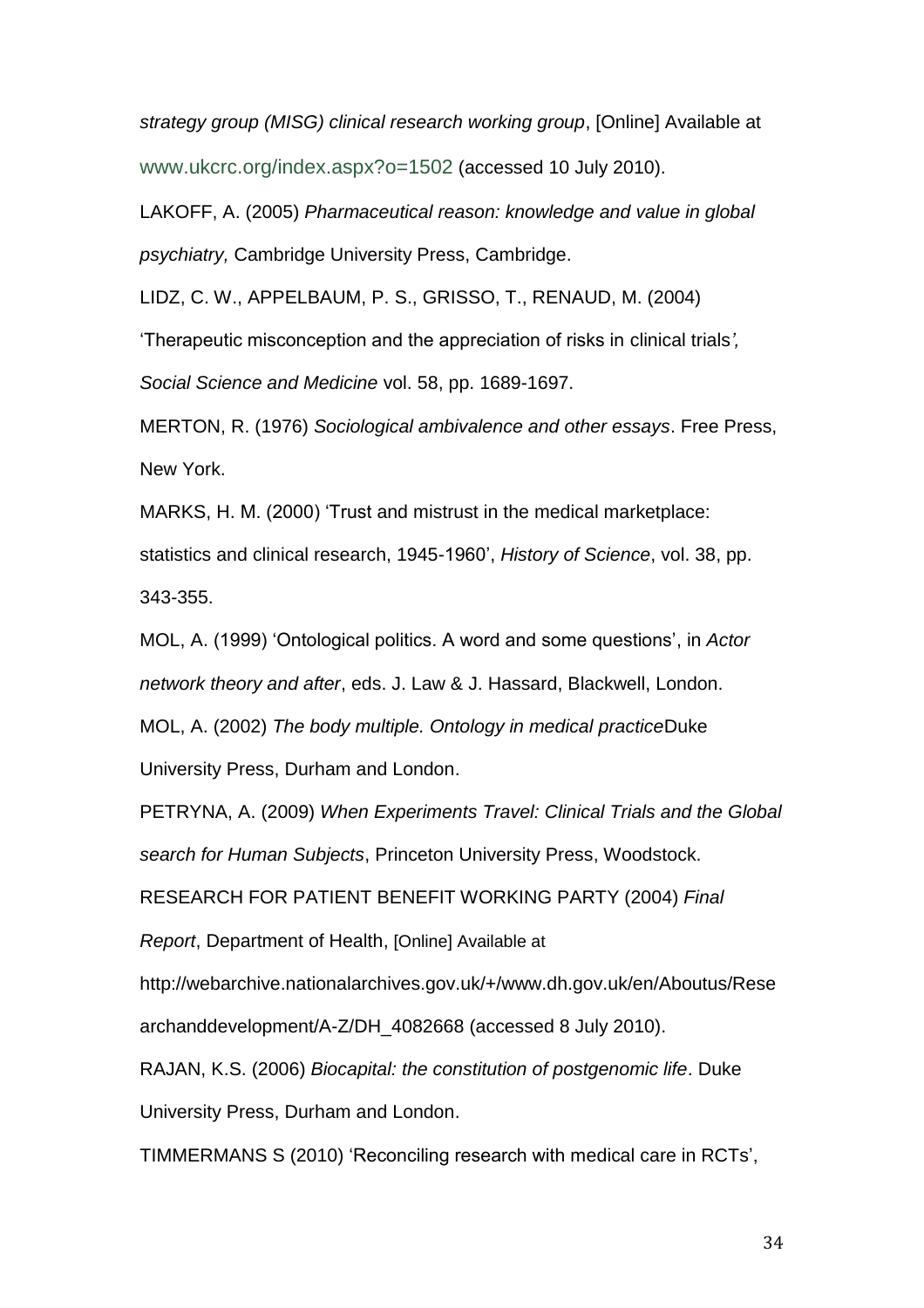*strategy group (MISG) clinical research working group*, [Online] Available at www.ukcrc.org/index.aspx?o=1502 (accessed 10 July 2010).

LAKOFF, A. (2005) *Pharmaceutical reason: knowledge and value in global psychiatry,* Cambridge University Press, Cambridge.

LIDZ, C. W., APPELBAUM, P. S., GRISSO, T., RENAUD, M. (2004) 'Therapeutic misconception and the appreciation of risks in clinical trials*',* *Social Science and Medicine* vol. 58, pp. 1689-1697.

MERTON, R. (1976) *Sociological ambivalence and other essays*. Free Press, New York.

MARKS, H. M. (2000) 'Trust and mistrust in the medical marketplace: statistics and clinical research, 1945-1960', *History of Science*, vol. 38, pp. 343-355.

MOL, A. (1999) 'Ontological politics. A word and some questions', in *Actor network theory and after*, eds. J. Law & J. Hassard, Blackwell, London.

MOL, A. (2002) *The body multiple. Ontology in medical practice*Duke University Press, Durham and London.

PETRYNA, A. (2009) *When Experiments Travel: Clinical Trials and the Global search for Human Subjects*, Princeton University Press, Woodstock.

RESEARCH FOR PATIENT BENEFIT WORKING PARTY (2004) *Final Report*, Department of Health, [Online] Available at http://webarchive.nationalarchives.gov.uk/+/www.dh.gov.uk/en/Aboutus/Researchanddevelopment/A-Z/DH_4082668 (accessed 8 July 2010).

RAJAN, K.S. (2006) *Biocapital: the constitution of postgenomic life*. Duke University Press, Durham and London.

TIMMERMANS S (2010) 'Reconciling research with medical care in RCTs',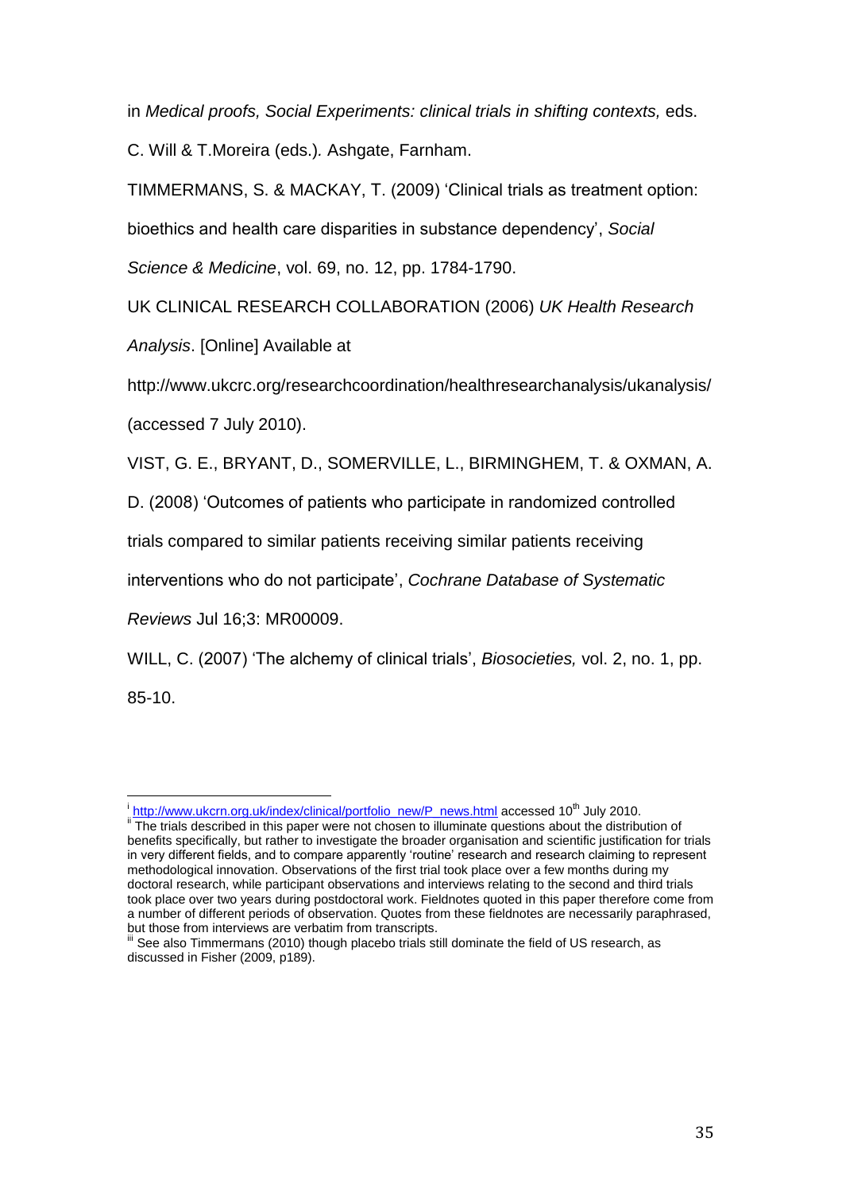in *Medical proofs, Social Experiments: clinical trials in shifting contexts,* eds. C. Will & T.Moreira (eds.). Ashgate, Farnham.

TIMMERMANS, S. & MACKAY, T. (2009) 'Clinical trials as treatment option: bioethics and health care disparities in substance dependency', *Social Science & Medicine*, vol. 69, no. 12, pp. 1784-1790.

UK CLINICAL RESEARCH COLLABORATION (2006) *UK Health Research Analysis*. [Online] Available at http://www.ukcrc.org/researchcoordination/healthresearchanalysis/ukanalysis/ (accessed 7 July 2010).

VIST, G. E., BRYANT, D., SOMERVILLE, L., BIRMINGHEM, T. & OXMAN, A. D. (2008) 'Outcomes of patients who participate in randomized controlled trials compared to similar patients receiving similar patients receiving interventions who do not participate', *Cochrane Database of Systematic Reviews* Jul 16;3: MR00009.

WILL, C. (2007) 'The alchemy of clinical trials', *Biosocieties,* vol. 2, no. 1, pp. 85-10.

---

[i] http://www.ukcrn.org.uk/index/clinical/portfolio_new/P_news.html accessed 10th July 2010.

[ii] The trials described in this paper were not chosen to illuminate questions about the distribution of benefits specifically, but rather to investigate the broader organisation and scientific justification for trials in very different fields, and to compare apparently 'routine' research and research claiming to represent methodological innovation. Observations of the first trial took place over a few months during my doctoral research, while participant observations and interviews relating to the second and third trials took place over two years during postdoctoral work. Fieldnotes quoted in this paper therefore come from a number of different periods of observation. Quotes from these fieldnotes are necessarily paraphrased, but those from interviews are verbatim from transcripts.

[iii] See also Timmermans (2010) though placebo trials still dominate the field of US research, as discussed in Fisher (2009, p189).